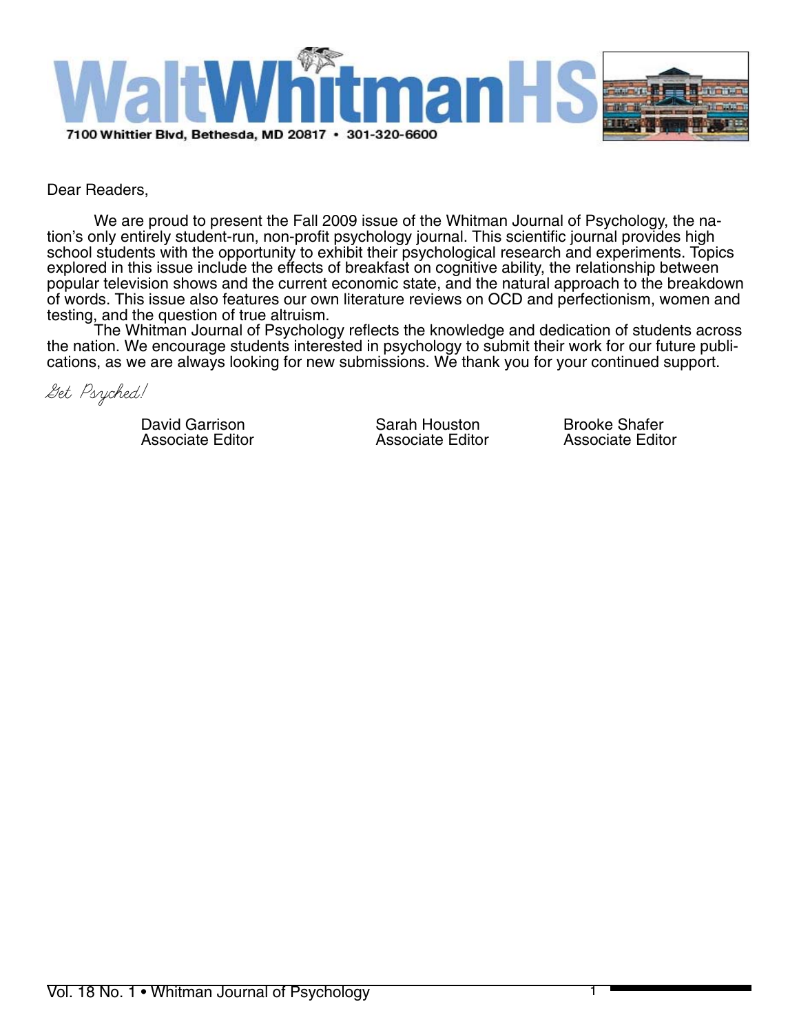# WaltWhitmanHS

7100 Whittier Blvd, Bethesda, MD 20817 • 301-320-6600

Dear Readers,

We are proud to present the Fall 2009 issue of the Whitman Journal of Psychology, the nation's only entirely student-run, non-profit psychology journal. This scientific journal provides high school students with the opportunity to exhibit their psychological research and experiments. Topics explored in this issue include the effects of breakfast on cognitive ability, the relationship between popular television shows and the current economic state, and the natural approach to the breakdown of words. This issue also features our own literature reviews on OCD and perfectionism, women and testing, and the question of true altruism.

The Whitman Journal of Psychology reflects the knowledge and dedication of students across the nation. We encourage students interested in psychology to submit their work for our future publications, as we are always looking for new submissions. We thank you for your continued support.

*Get Psyched!*

David Garrison
Associate Editor

Sarah Houston
Associate Editor

Brooke Shafer
Associate Editor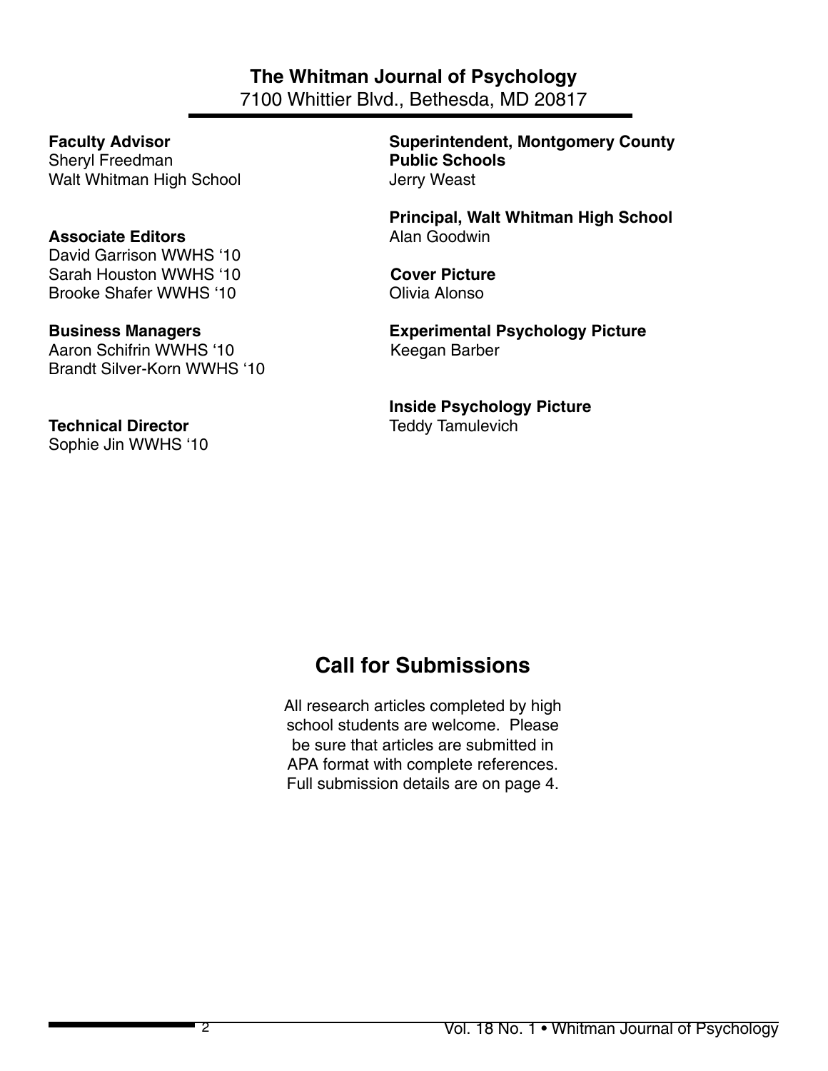**The Whitman Journal of Psychology**

7100 Whittier Blvd., Bethesda, MD 20817

**Faculty Advisor**
Sheryl Freedman
Walt Whitman High School

**Associate Editors**
David Garrison WWHS ‘10
Sarah Houston WWHS ‘10
Brooke Shafer WWHS ‘10

**Business Managers**
Aaron Schifrin WWHS ‘10
Brandt Silver-Korn WWHS ‘10

**Technical Director**
Sophie Jin WWHS ‘10

**Superintendent, Montgomery County Public Schools**
Jerry Weast

**Principal, Walt Whitman High School**
Alan Goodwin

**Cover Picture**
Olivia Alonso

**Experimental Psychology Picture**
Keegan Barber

**Inside Psychology Picture**
Teddy Tamulevich

## Call for Submissions

All research articles completed by high school students are welcome. Please be sure that articles are submitted in APA format with complete references. Full submission details are on page 4.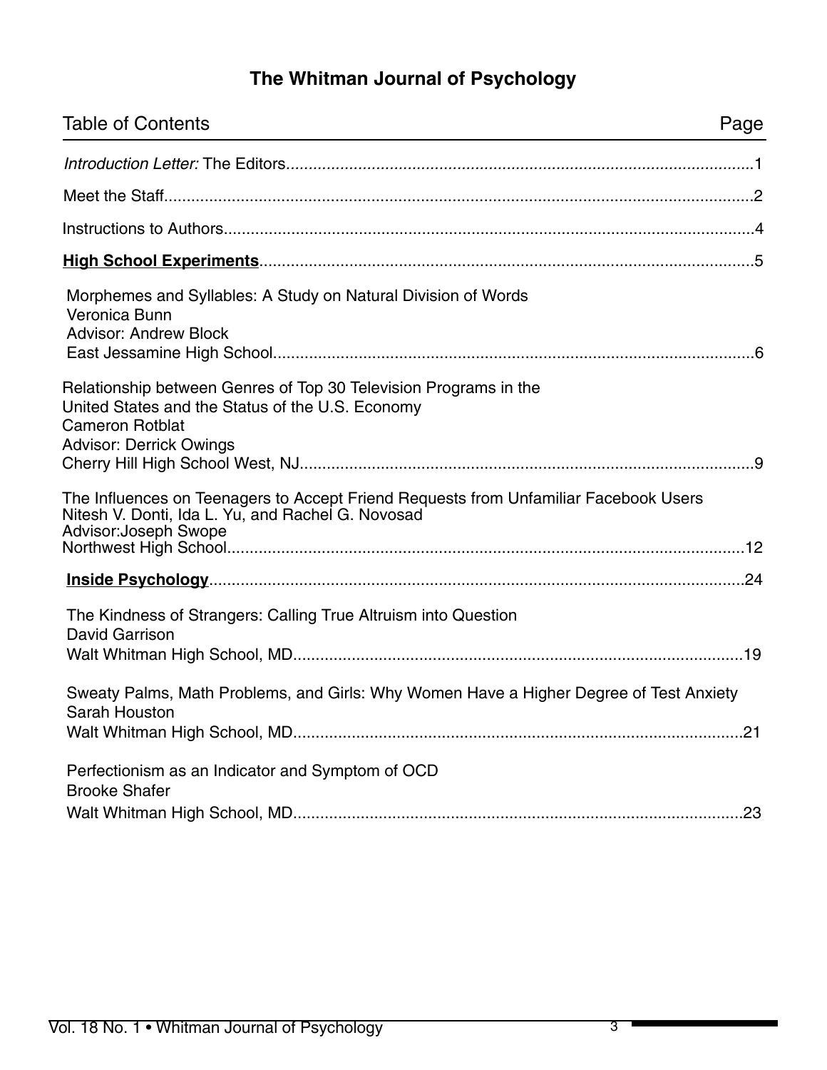# The Whitman Journal of Psychology

## Table of Contents

| Table of Contents | Page |
| --- | --- |
| *Introduction Letter:* The Editors | 1 |
| Meet the Staff | 2 |
| Instructions to Authors | 4 |
| **High School Experiments** | 5 |
| Morphemes and Syllables: A Study on Natural Division of Words<br>Veronica Bunn<br>Advisor: Andrew Block<br>East Jessamine High School | 6 |
| Relationship between Genres of Top 30 Television Programs in the United States and the Status of the U.S. Economy<br>Cameron Rotblat<br>Advisor: Derrick Owings<br>Cherry Hill High School West, NJ | 9 |
| The Influences on Teenagers to Accept Friend Requests from Unfamiliar Facebook Users<br>Nitesh V. Donti, Ida L. Yu, and Rachel G. Novosad<br>Advisor:Joseph Swope<br>Northwest High School | 12 |
| **Inside Psychology** | 24 |
| The Kindness of Strangers: Calling True Altruism into Question<br>David Garrison<br>Walt Whitman High School, MD | 19 |
| Sweaty Palms, Math Problems, and Girls: Why Women Have a Higher Degree of Test Anxiety<br>Sarah Houston<br>Walt Whitman High School, MD | 21 |
| Perfectionism as an Indicator and Symptom of OCD<br>Brooke Shafer<br>Walt Whitman High School, MD | 23 |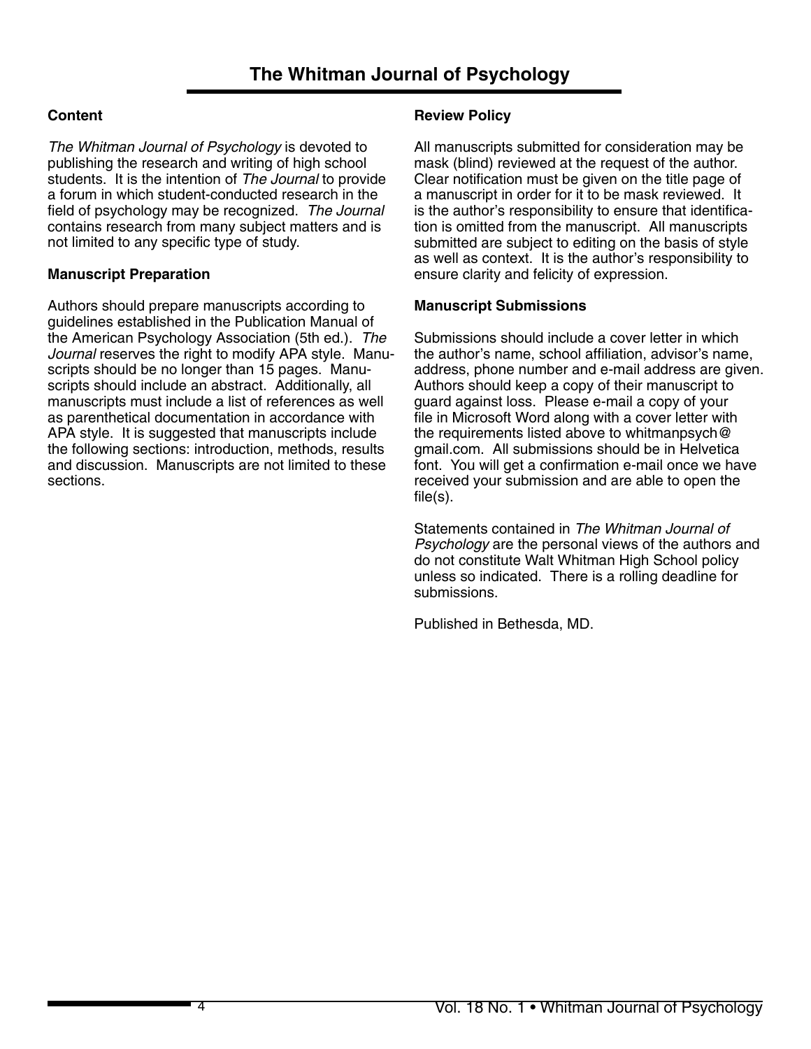# The Whitman Journal of Psychology

## Content

*The Whitman Journal of Psychology* is devoted to publishing the research and writing of high school students. It is the intention of *The Journal* to provide a forum in which student-conducted research in the field of psychology may be recognized. *The Journal* contains research from many subject matters and is not limited to any specific type of study.

## Manuscript Preparation

Authors should prepare manuscripts according to guidelines established in the Publication Manual of the American Psychology Association (5th ed.). *The Journal* reserves the right to modify APA style. Manuscripts should be no longer than 15 pages. Manuscripts should include an abstract. Additionally, all manuscripts must include a list of references as well as parenthetical documentation in accordance with APA style. It is suggested that manuscripts include the following sections: introduction, methods, results and discussion. Manuscripts are not limited to these sections.

## Review Policy

All manuscripts submitted for consideration may be mask (blind) reviewed at the request of the author. Clear notification must be given on the title page of a manuscript in order for it to be mask reviewed. It is the author's responsibility to ensure that identification is omitted from the manuscript. All manuscripts submitted are subject to editing on the basis of style as well as context. It is the author's responsibility to ensure clarity and felicity of expression.

## Manuscript Submissions

Submissions should include a cover letter in which the author's name, school affiliation, advisor's name, address, phone number and e-mail address are given. Authors should keep a copy of their manuscript to guard against loss. Please e-mail a copy of your file in Microsoft Word along with a cover letter with the requirements listed above to whitmanpsych@gmail.com. All submissions should be in Helvetica font. You will get a confirmation e-mail once we have received your submission and are able to open the file(s).

Statements contained in *The Whitman Journal of Psychology* are the personal views of the authors and do not constitute Walt Whitman High School policy unless so indicated. There is a rolling deadline for submissions.

Published in Bethesda, MD.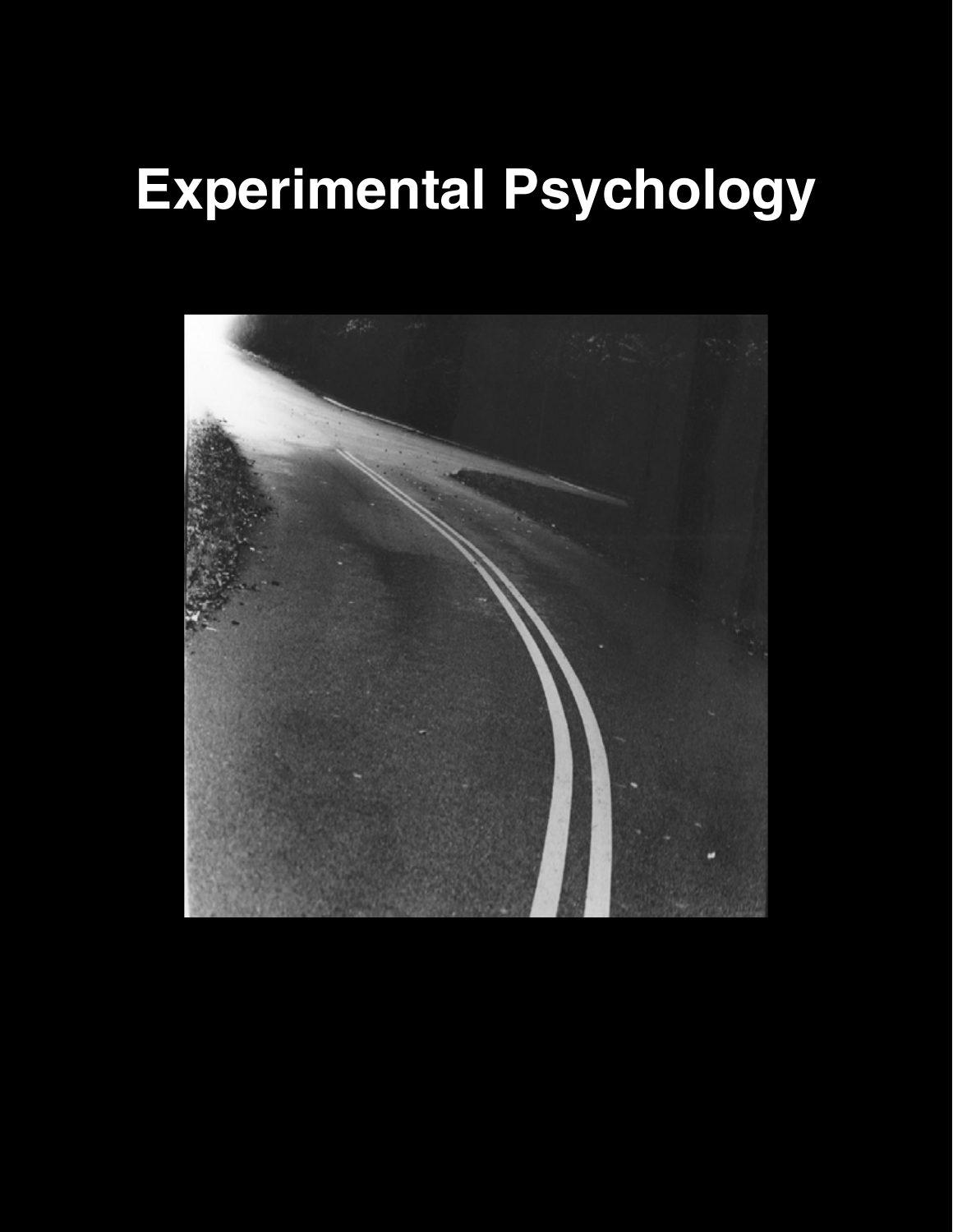# Experimental Psychology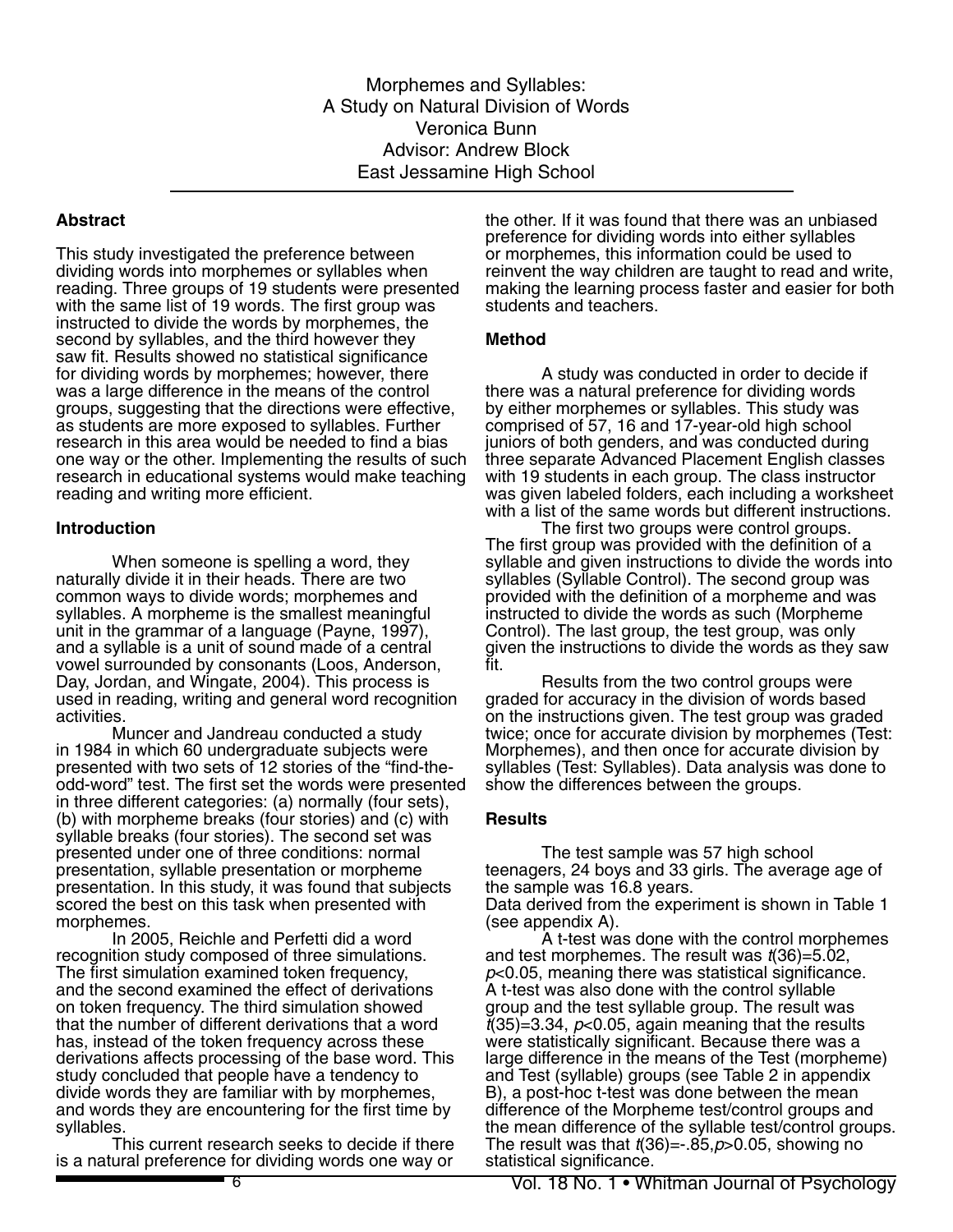# Morphemes and Syllables: A Study on Natural Division of Words

Veronica Bunn

Advisor: Andrew Block

East Jessamine High School

## Abstract

This study investigated the preference between dividing words into morphemes or syllables when reading. Three groups of 19 students were presented with the same list of 19 words. The first group was instructed to divide the words by morphemes, the second by syllables, and the third however they saw fit. Results showed no statistical significance for dividing words by morphemes; however, there was a large difference in the means of the control groups, suggesting that the directions were effective, as students are more exposed to syllables. Further research in this area would be needed to find a bias one way or the other. Implementing the results of such research in educational systems would make teaching reading and writing more efficient.

## Introduction

When someone is spelling a word, they naturally divide it in their heads. There are two common ways to divide words; morphemes and syllables. A morpheme is the smallest meaningful unit in the grammar of a language (Payne, 1997), and a syllable is a unit of sound made of a central vowel surrounded by consonants (Loos, Anderson, Day, Jordan, and Wingate, 2004). This process is used in reading, writing and general word recognition activities.

Muncer and Jandreau conducted a study in 1984 in which 60 undergraduate subjects were presented with two sets of 12 stories of the "find-the-odd-word" test. The first set the words were presented in three different categories: (a) normally (four sets), (b) with morpheme breaks (four stories) and (c) with syllable breaks (four stories). The second set was presented under one of three conditions: normal presentation, syllable presentation or morpheme presentation. In this study, it was found that subjects scored the best on this task when presented with morphemes.

In 2005, Reichle and Perfetti did a word recognition study composed of three simulations. The first simulation examined token frequency, and the second examined the effect of derivations on token frequency. The third simulation showed that the number of different derivations that a word has, instead of the token frequency across these derivations affects processing of the base word. This study concluded that people have a tendency to divide words they are familiar with by morphemes, and words they are encountering for the first time by syllables.

This current research seeks to decide if there is a natural preference for dividing words one way or the other. If it was found that there was an unbiased preference for dividing words into either syllables or morphemes, this information could be used to reinvent the way children are taught to read and write, making the learning process faster and easier for both students and teachers.

## Method

A study was conducted in order to decide if there was a natural preference for dividing words by either morphemes or syllables. This study was comprised of 57, 16 and 17-year-old high school juniors of both genders, and was conducted during three separate Advanced Placement English classes with 19 students in each group. The class instructor was given labeled folders, each including a worksheet with a list of the same words but different instructions.

The first two groups were control groups. The first group was provided with the definition of a syllable and given instructions to divide the words into syllables (Syllable Control). The second group was provided with the definition of a morpheme and was instructed to divide the words as such (Morpheme Control). The last group, the test group, was only given the instructions to divide the words as they saw fit.

Results from the two control groups were graded for accuracy in the division of words based on the instructions given. The test group was graded twice; once for accurate division by morphemes (Test: Morphemes), and then once for accurate division by syllables (Test: Syllables). Data analysis was done to show the differences between the groups.

## Results

The test sample was 57 high school teenagers, 24 boys and 33 girls. The average age of the sample was 16.8 years.

Data derived from the experiment is shown in Table 1 (see appendix A).

A t-test was done with the control morphemes and test morphemes. The result was $t(36)=5.02$, $p<0.05$, meaning there was statistical significance. A t-test was also done with the control syllable group and the test syllable group. The result was $t(35)=3.34$, $p<0.05$, again meaning that the results were statistically significant. Because there was a large difference in the means of the Test (morpheme) and Test (syllable) groups (see Table 2 in appendix B), a post-hoc t-test was done between the mean difference of the Morpheme test/control groups and the mean difference of the syllable test/control groups. The result was that $t(36)=-.85, p>0.05$, showing no statistical significance.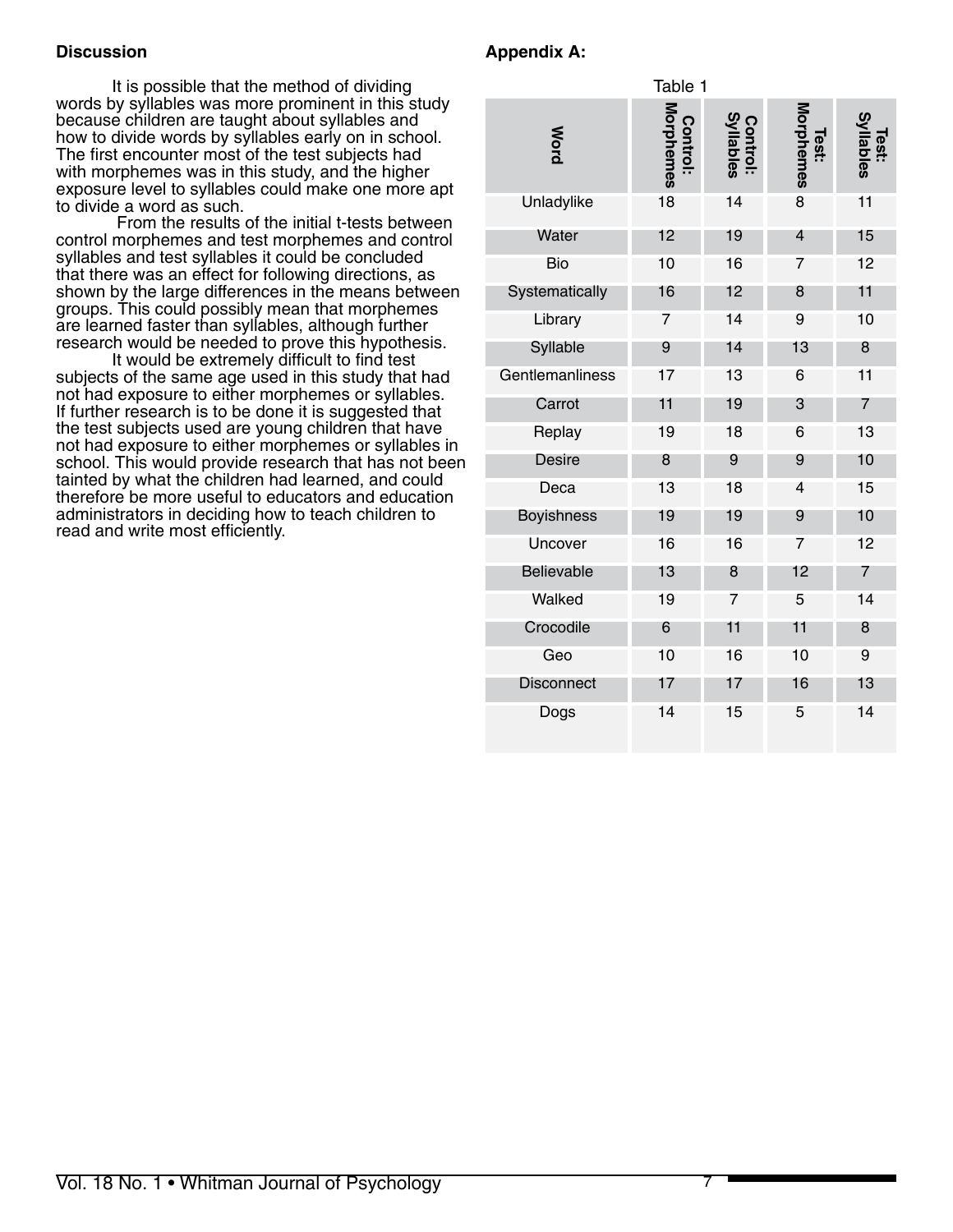### Discussion

It is possible that the method of dividing words by syllables was more prominent in this study because children are taught about syllables and how to divide words by syllables early on in school. The first encounter most of the test subjects had with morphemes was in this study, and the higher exposure level to syllables could make one more apt to divide a word as such.

From the results of the initial t-tests between control morphemes and test morphemes and control syllables and test syllables it could be concluded that there was an effect for following directions, as shown by the large differences in the means between groups. This could possibly mean that morphemes are learned faster than syllables, although further research would be needed to prove this hypothesis.

It would be extremely difficult to find test subjects of the same age used in this study that had not had exposure to either morphemes or syllables. If further research is to be done it is suggested that the test subjects used are young children that have not had exposure to either morphemes or syllables in school. This would provide research that has not been tainted by what the children had learned, and could therefore be more useful to educators and education administrators in deciding how to teach children to read and write most efficiently.

### Appendix A:

Table 1

| Word | Control: Morphemes | Control: Syllables | Test: Morphemes | Test: Syllables |
|---|---|---|---|---|
| Unladylike | 18 | 14 | 8 | 11 |
| Water | 12 | 19 | 4 | 15 |
| Bio | 10 | 16 | 7 | 12 |
| Systematically | 16 | 12 | 8 | 11 |
| Library | 7 | 14 | 9 | 10 |
| Syllable | 9 | 14 | 13 | 8 |
| Gentlemanliness | 17 | 13 | 6 | 11 |
| Carrot | 11 | 19 | 3 | 7 |
| Replay | 19 | 18 | 6 | 13 |
| Desire | 8 | 9 | 9 | 10 |
| Deca | 13 | 18 | 4 | 15 |
| Boyishness | 19 | 19 | 9 | 10 |
| Uncover | 16 | 16 | 7 | 12 |
| Believable | 13 | 8 | 12 | 7 |
| Walked | 19 | 7 | 5 | 14 |
| Crocodile | 6 | 11 | 11 | 8 |
| Geo | 10 | 16 | 10 | 9 |
| Disconnect | 17 | 17 | 16 | 13 |
| Dogs | 14 | 15 | 5 | 14 |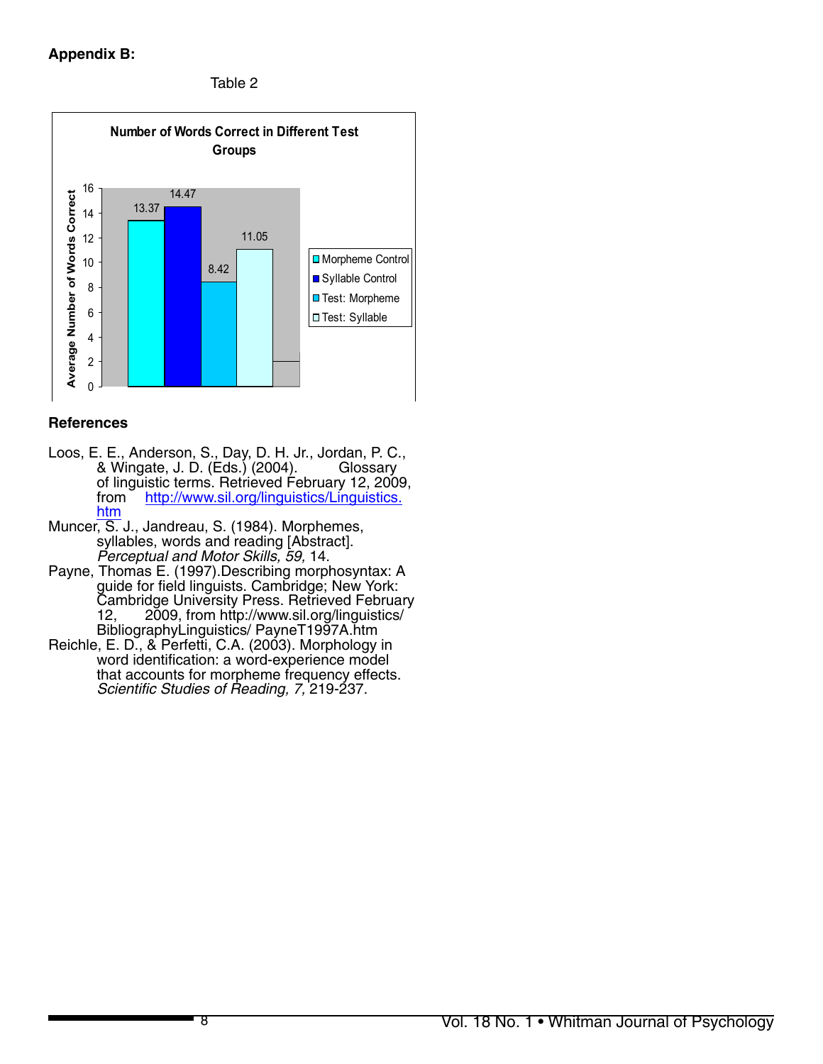**Appendix B:**

Table 2

**Number of Words Correct in Different Test Groups**

| Group | Average Number of Words Correct |
|---|---|
| Morpheme Control | 13.37 |
| Syllable Control | 14.47 |
| Test: Morpheme | 8.42 |
| Test: Syllable | 11.05 |

## References

Loos, E. E., Anderson, S., Day, D. H. Jr., Jordan, P. C., & Wingate, J. D. (Eds.) (2004). Glossary of linguistic terms. Retrieved February 12, 2009, from http://www.sil.org/linguistics/Linguistics.htm

Muncer, S. J., Jandreau, S. (1984). Morphemes, syllables, words and reading [Abstract]. *Perceptual and Motor Skills, 59,* 14.

Payne, Thomas E. (1997).Describing morphosyntax: A guide for field linguists. Cambridge; New York: Cambridge University Press. Retrieved February 12, 2009, from http://www.sil.org/linguistics/BibliographyLinguistics/ PayneT1997A.htm

Reichle, E. D., & Perfetti, C.A. (2003). Morphology in word identification: a word-experience model that accounts for morpheme frequency effects. *Scientific Studies of Reading, 7,* 219-237.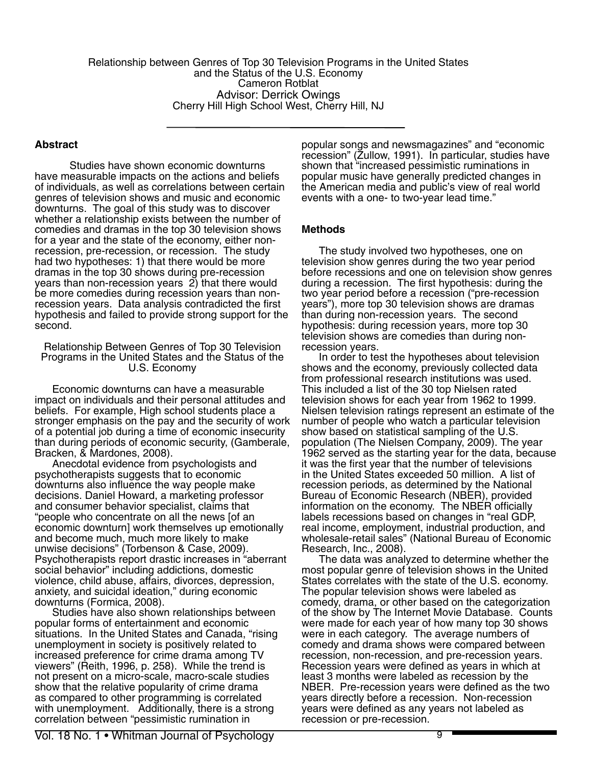# Relationship between Genres of Top 30 Television Programs in the United States and the Status of the U.S. Economy

Cameron Rotblat
Advisor: Derrick Owings
Cherry Hill High School West, Cherry Hill, NJ

## Abstract

Studies have shown economic downturns have measurable impacts on the actions and beliefs of individuals, as well as correlations between certain genres of television shows and music and economic downturns. The goal of this study was to discover whether a relationship exists between the number of comedies and dramas in the top 30 television shows for a year and the state of the economy, either non-recession, pre-recession, or recession. The study had two hypotheses: 1) that there would be more dramas in the top 30 shows during pre-recession years than non-recession years 2) that there would be more comedies during recession years than non-recession years. Data analysis contradicted the first hypothesis and failed to provide strong support for the second.

## Relationship Between Genres of Top 30 Television Programs in the United States and the Status of the U.S. Economy

Economic downturns can have a measurable impact on individuals and their personal attitudes and beliefs. For example, High school students place a stronger emphasis on the pay and the security of work of a potential job during a time of economic insecurity than during periods of economic security, (Gamberale, Bracken, & Mardones, 2008).

Anecdotal evidence from psychologists and psychotherapists suggests that to economic downturns also influence the way people make decisions. Daniel Howard, a marketing professor and consumer behavior specialist, claims that "people who concentrate on all the news [of an economic downturn] work themselves up emotionally and become much, much more likely to make unwise decisions" (Torbenson & Case, 2009). Psychotherapists report drastic increases in "aberrant social behavior" including addictions, domestic violence, child abuse, affairs, divorces, depression, anxiety, and suicidal ideation," during economic downturns (Formica, 2008).

Studies have also shown relationships between popular forms of entertainment and economic situations. In the United States and Canada, "rising unemployment in society is positively related to increased preference for crime drama among TV viewers" (Reith, 1996, p. 258). While the trend is not present on a micro-scale, macro-scale studies show that the relative popularity of crime drama as compared to other programming is correlated with unemployment. Additionally, there is a strong correlation between "pessimistic rumination in popular songs and newsmagazines" and "economic recession" (Zullow, 1991). In particular, studies have shown that "increased pessimistic ruminations in popular music have generally predicted changes in the American media and public's view of real world events with a one- to two-year lead time."

## Methods

The study involved two hypotheses, one on television show genres during the two year period before recessions and one on television show genres during a recession. The first hypothesis: during the two year period before a recession ("pre-recession years"), more top 30 television shows are dramas than during non-recession years. The second hypothesis: during recession years, more top 30 television shows are comedies than during non-recession years.

In order to test the hypotheses about television shows and the economy, previously collected data from professional research institutions was used. This included a list of the 30 top Nielsen rated television shows for each year from 1962 to 1999. Nielsen television ratings represent an estimate of the number of people who watch a particular television show based on statistical sampling of the U.S. population (The Nielsen Company, 2009). The year 1962 served as the starting year for the data, because it was the first year that the number of televisions in the United States exceeded 50 million. A list of recession periods, as determined by the National Bureau of Economic Research (NBER), provided information on the economy. The NBER officially labels recessions based on changes in "real GDP, real income, employment, industrial production, and wholesale-retail sales" (National Bureau of Economic Research, Inc., 2008).

The data was analyzed to determine whether the most popular genre of television shows in the United States correlates with the state of the U.S. economy. The popular television shows were labeled as comedy, drama, or other based on the categorization of the show by The Internet Movie Database. Counts were made for each year of how many top 30 shows were in each category. The average numbers of comedy and drama shows were compared between recession, non-recession, and pre-recession years. Recession years were defined as years in which at least 3 months were labeled as recession by the NBER. Pre-recession years were defined as the two years directly before a recession. Non-recession years were defined as any years not labeled as recession or pre-recession.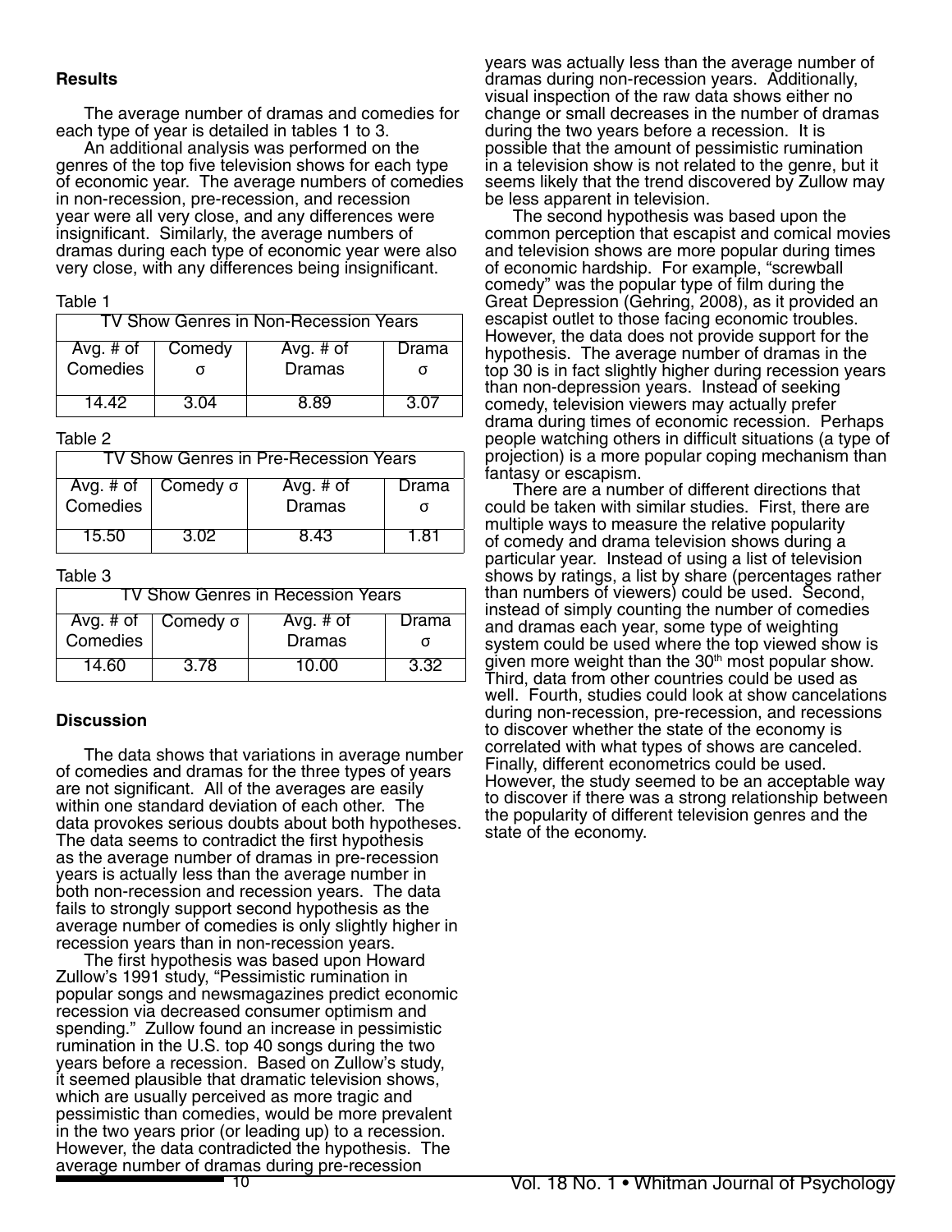### Results

The average number of dramas and comedies for each type of year is detailed in tables 1 to 3.

An additional analysis was performed on the genres of the top five television shows for each type of economic year. The average numbers of comedies in non-recession, pre-recession, and recession year were all very close, and any differences were insignificant. Similarly, the average numbers of dramas during each type of economic year were also very close, with any differences being insignificant.

Table 1

| TV Show Genres in Non-Recession Years | | | |
|---|---|---|---|
| Avg. # of Comedies | Comedy σ | Avg. # of Dramas | Drama σ |
| 14.42 | 3.04 | 8.89 | 3.07 |

Table 2

| TV Show Genres in Pre-Recession Years | | | |
|---|---|---|---|
| Avg. # of Comedies | Comedy σ | Avg. # of Dramas | Drama σ |
| 15.50 | 3.02 | 8.43 | 1.81 |

Table 3

| TV Show Genres in Recession Years | | | |
|---|---|---|---|
| Avg. # of Comedies | Comedy σ | Avg. # of Dramas | Drama σ |
| 14.60 | 3.78 | 10.00 | 3.32 |

### Discussion

The data shows that variations in average number of comedies and dramas for the three types of years are not significant. All of the averages are easily within one standard deviation of each other. The data provokes serious doubts about both hypotheses. The data seems to contradict the first hypothesis as the average number of dramas in pre-recession years is actually less than the average number in both non-recession and recession years. The data fails to strongly support second hypothesis as the average number of comedies is only slightly higher in recession years than in non-recession years.

The first hypothesis was based upon Howard Zullow's 1991 study, "Pessimistic rumination in popular songs and newsmagazines predict economic recession via decreased consumer optimism and spending." Zullow found an increase in pessimistic rumination in the U.S. top 40 songs during the two years before a recession. Based on Zullow's study, it seemed plausible that dramatic television shows, which are usually perceived as more tragic and pessimistic than comedies, would be more prevalent in the two years prior (or leading up) to a recession. However, the data contradicted the hypothesis. The average number of dramas during pre-recession years was actually less than the average number of dramas during non-recession years. Additionally, visual inspection of the raw data shows either no change or small decreases in the number of dramas during the two years before a recession. It is possible that the amount of pessimistic rumination in a television show is not related to the genre, but it seems likely that the trend discovered by Zullow may be less apparent in television.

The second hypothesis was based upon the common perception that escapist and comical movies and television shows are more popular during times of economic hardship. For example, "screwball comedy" was the popular type of film during the Great Depression (Gehring, 2008), as it provided an escapist outlet to those facing economic troubles. However, the data does not provide support for the hypothesis. The average number of dramas in the top 30 is in fact slightly higher during recession years than non-depression years. Instead of seeking comedy, television viewers may actually prefer drama during times of economic recession. Perhaps people watching others in difficult situations (a type of projection) is a more popular coping mechanism than fantasy or escapism.

There are a number of different directions that could be taken with similar studies. First, there are multiple ways to measure the relative popularity of comedy and drama television shows during a particular year. Instead of using a list of television shows by ratings, a list by share (percentages rather than numbers of viewers) could be used. Second, instead of simply counting the number of comedies and dramas each year, some type of weighting system could be used where the top viewed show is given more weight than the 30th most popular show. Third, data from other countries could be used as well. Fourth, studies could look at show cancelations during non-recession, pre-recession, and recessions to discover whether the state of the economy is correlated with what types of shows are canceled. Finally, different econometrics could be used. However, the study seemed to be an acceptable way to discover if there was a strong relationship between the popularity of different television genres and the state of the economy.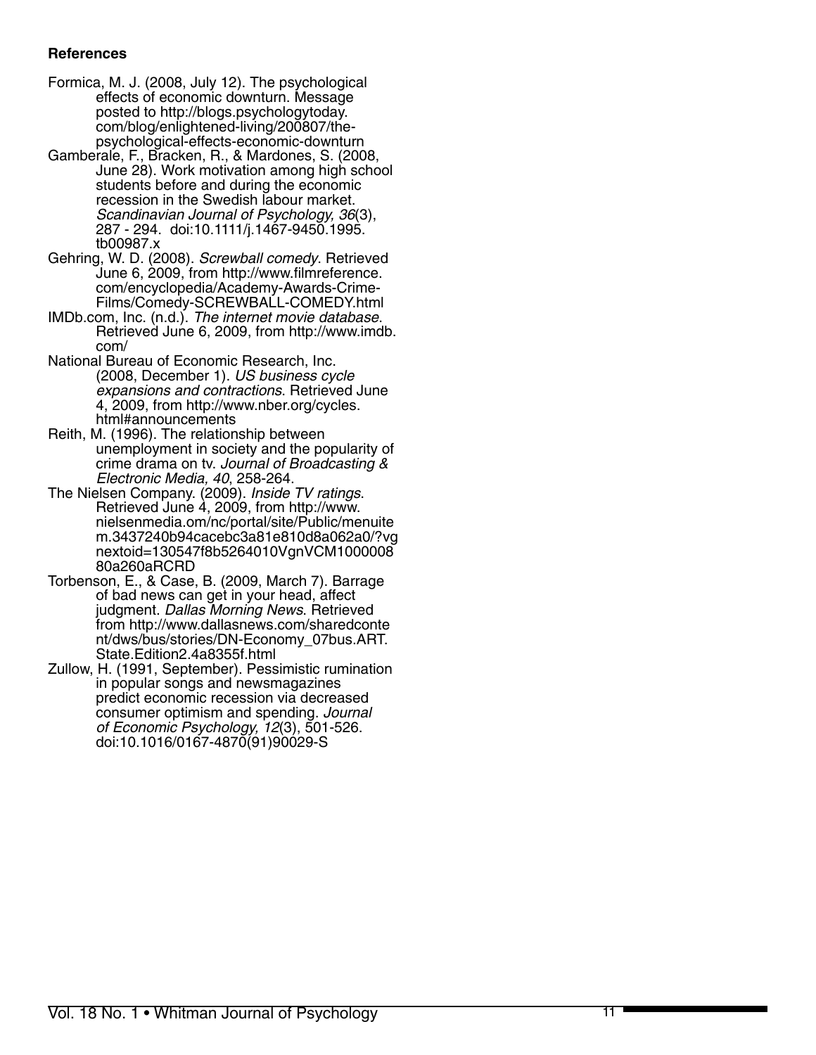**References**

Formica, M. J. (2008, July 12). The psychological effects of economic downturn. Message posted to http://blogs.psychologytoday.com/blog/enlightened-living/200807/the-psychological-effects-economic-downturn

Gamberale, F., Bracken, R., & Mardones, S. (2008, June 28). Work motivation among high school students before and during the economic recession in the Swedish labour market. *Scandinavian Journal of Psychology, 36*(3), 287 - 294. doi:10.1111/j.1467-9450.1995.tb00987.x

Gehring, W. D. (2008). *Screwball comedy*. Retrieved June 6, 2009, from http://www.filmreference.com/encyclopedia/Academy-Awards-Crime-Films/Comedy-SCREWBALL-COMEDY.html

IMDb.com, Inc. (n.d.). *The internet movie database*. Retrieved June 6, 2009, from http://www.imdb.com/

National Bureau of Economic Research, Inc. (2008, December 1). *US business cycle expansions and contractions*. Retrieved June 4, 2009, from http://www.nber.org/cycles.html#announcements

Reith, M. (1996). The relationship between unemployment in society and the popularity of crime drama on tv. *Journal of Broadcasting & Electronic Media, 40*, 258-264.

The Nielsen Company. (2009). *Inside TV ratings*. Retrieved June 4, 2009, from http://www.nielsenmedia.om/nc/portal/site/Public/menuitem.3437240b94cacebc3a81e810d8a062a0/?vgnextoid=130547f8b5264010VgnVCM100000880a260aRCRD

Torbenson, E., & Case, B. (2009, March 7). Barrage of bad news can get in your head, affect judgment. *Dallas Morning News*. Retrieved from http://www.dallasnews.com/sharedcontent/dws/bus/stories/DN-Economy_07bus.ART.State.Edition2.4a8355f.html

Zullow, H. (1991, September). Pessimistic rumination in popular songs and newsmagazines predict economic recession via decreased consumer optimism and spending. *Journal of Economic Psychology, 12*(3), 501-526. doi:10.1016/0167-4870(91)90029-S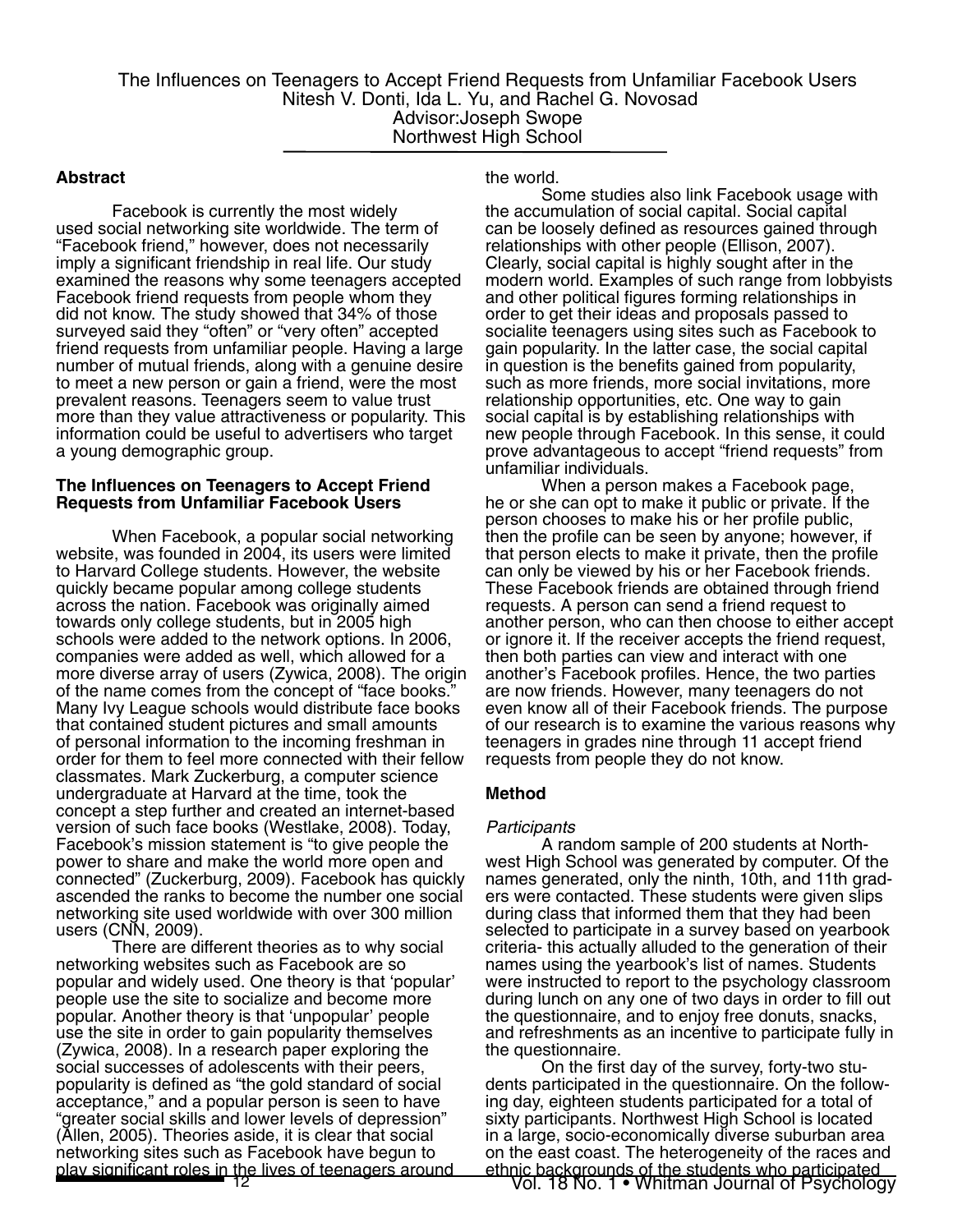The Influences on Teenagers to Accept Friend Requests from Unfamiliar Facebook Users

Nitesh V. Donti, Ida L. Yu, and Rachel G. Novosad

Advisor: Joseph Swope

Northwest High School

## Abstract

Facebook is currently the most widely used social networking site worldwide. The term of "Facebook friend," however, does not necessarily imply a significant friendship in real life. Our study examined the reasons why some teenagers accepted Facebook friend requests from people whom they did not know. The study showed that 34% of those surveyed said they "often" or "very often" accepted friend requests from unfamiliar people. Having a large number of mutual friends, along with a genuine desire to meet a new person or gain a friend, were the most prevalent reasons. Teenagers seem to value trust more than they value attractiveness or popularity. This information could be useful to advertisers who target a young demographic group.

## The Influences on Teenagers to Accept Friend Requests from Unfamiliar Facebook Users

When Facebook, a popular social networking website, was founded in 2004, its users were limited to Harvard College students. However, the website quickly became popular among college students across the nation. Facebook was originally aimed towards only college students, but in 2005 high schools were added to the network options. In 2006, companies were added as well, which allowed for a more diverse array of users (Zywica, 2008). The origin of the name comes from the concept of "face books." Many Ivy League schools would distribute face books that contained student pictures and small amounts of personal information to the incoming freshman in order for them to feel more connected with their fellow classmates. Mark Zuckerburg, a computer science undergraduate at Harvard at the time, took the concept a step further and created an internet-based version of such face books (Westlake, 2008). Today, Facebook's mission statement is "to give people the power to share and make the world more open and connected" (Zuckerburg, 2009). Facebook has quickly ascended the ranks to become the number one social networking site used worldwide with over 300 million users (CNN, 2009).

There are different theories as to why social networking websites such as Facebook are so popular and widely used. One theory is that 'popular' people use the site to socialize and become more popular. Another theory is that 'unpopular' people use the site in order to gain popularity themselves (Zywica, 2008). In a research paper exploring the social successes of adolescents with their peers, popularity is defined as "the gold standard of social acceptance," and a popular person is seen to have "greater social skills and lower levels of depression" (Allen, 2005). Theories aside, it is clear that social networking sites such as Facebook have begun to play significant roles in the lives of teenagers around the world.

Some studies also link Facebook usage with the accumulation of social capital. Social capital can be loosely defined as resources gained through relationships with other people (Ellison, 2007). Clearly, social capital is highly sought after in the modern world. Examples of such range from lobbyists and other political figures forming relationships in order to get their ideas and proposals passed to socialite teenagers using sites such as Facebook to gain popularity. In the latter case, the social capital in question is the benefits gained from popularity, such as more friends, more social invitations, more relationship opportunities, etc. One way to gain social capital is by establishing relationships with new people through Facebook. In this sense, it could prove advantageous to accept "friend requests" from unfamiliar individuals.

When a person makes a Facebook page, he or she can opt to make it public or private. If the person chooses to make his or her profile public, then the profile can be seen by anyone; however, if that person elects to make it private, then the profile can only be viewed by his or her Facebook friends. These Facebook friends are obtained through friend requests. A person can send a friend request to another person, who can then choose to either accept or ignore it. If the receiver accepts the friend request, then both parties can view and interact with one another's Facebook profiles. Hence, the two parties are now friends. However, many teenagers do not even know all of their Facebook friends. The purpose of our research is to examine the various reasons why teenagers in grades nine through 11 accept friend requests from people they do not know.

## Method

### *Participants*

A random sample of 200 students at Northwest High School was generated by computer. Of the names generated, only the ninth, 10th, and 11th graders were contacted. These students were given slips during class that informed them that they had been selected to participate in a survey based on yearbook criteria- this actually alluded to the generation of their names using the yearbook's list of names. Students were instructed to report to the psychology classroom during lunch on any one of two days in order to fill out the questionnaire, and to enjoy free donuts, snacks, and refreshments as an incentive to participate fully in the questionnaire.

On the first day of the survey, forty-two students participated in the questionnaire. On the following day, eighteen students participated for a total of sixty participants. Northwest High School is located in a large, socio-economically diverse suburban area on the east coast. The heterogeneity of the races and ethnic backgrounds of the students who participated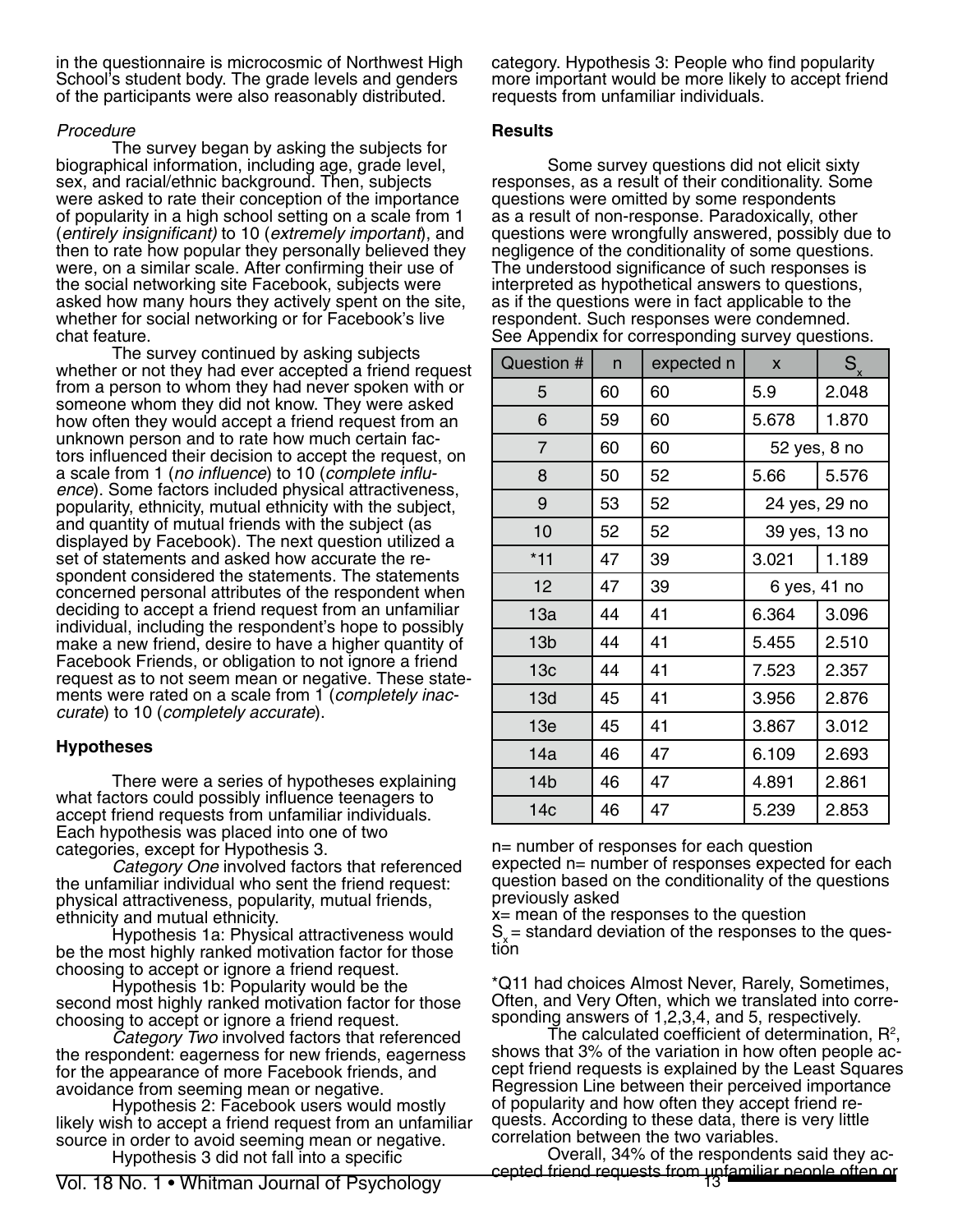in the questionnaire is microcosmic of Northwest High School's student body. The grade levels and genders of the participants were also reasonably distributed.

*Procedure*

The survey began by asking the subjects for biographical information, including age, grade level, sex, and racial/ethnic background. Then, subjects were asked to rate their conception of the importance of popularity in a high school setting on a scale from 1 (*entirely insignificant)* to 10 (*extremely important*), and then to rate how popular they personally believed they were, on a similar scale. After confirming their use of the social networking site Facebook, subjects were asked how many hours they actively spent on the site, whether for social networking or for Facebook's live chat feature.

The survey continued by asking subjects whether or not they had ever accepted a friend request from a person to whom they had never spoken with or someone whom they did not know. They were asked how often they would accept a friend request from an unknown person and to rate how much certain factors influenced their decision to accept the request, on a scale from 1 (*no influence*) to 10 (*complete influence*). Some factors included physical attractiveness, popularity, ethnicity, mutual ethnicity with the subject, and quantity of mutual friends with the subject (as displayed by Facebook). The next question utilized a set of statements and asked how accurate the respondent considered the statements. The statements concerned personal attributes of the respondent when deciding to accept a friend request from an unfamiliar individual, including the respondent's hope to possibly make a new friend, desire to have a higher quantity of Facebook Friends, or obligation to not ignore a friend request as to not seem mean or negative. These statements were rated on a scale from 1 (*completely inaccurate*) to 10 (*completely accurate*).

## Hypotheses

There were a series of hypotheses explaining what factors could possibly influence teenagers to accept friend requests from unfamiliar individuals. Each hypothesis was placed into one of two categories, except for Hypothesis 3.

*Category One* involved factors that referenced the unfamiliar individual who sent the friend request: physical attractiveness, popularity, mutual friends, ethnicity and mutual ethnicity.

Hypothesis 1a: Physical attractiveness would be the most highly ranked motivation factor for those choosing to accept or ignore a friend request.

Hypothesis 1b: Popularity would be the second most highly ranked motivation factor for those choosing to accept or ignore a friend request.

*Category Two* involved factors that referenced the respondent: eagerness for new friends, eagerness for the appearance of more Facebook friends, and avoidance from seeming mean or negative.

Hypothesis 2: Facebook users would mostly likely wish to accept a friend request from an unfamiliar source in order to avoid seeming mean or negative.

Hypothesis 3 did not fall into a specific category. Hypothesis 3: People who find popularity more important would be more likely to accept friend requests from unfamiliar individuals.

## Results

Some survey questions did not elicit sixty responses, as a result of their conditionality. Some questions were omitted by some respondents as a result of non-response. Paradoxically, other questions were wrongfully answered, possibly due to negligence of the conditionality of some questions. The understood significance of such responses is interpreted as hypothetical answers to questions, as if the questions were in fact applicable to the respondent. Such responses were condemned. See Appendix for corresponding survey questions.

| Question # | n | expected n | x | $S_x$ |
|---|---|---|---|---|
| 5 | 60 | 60 | 5.9 | 2.048 |
| 6 | 59 | 60 | 5.678 | 1.870 |
| 7 | 60 | 60 | 52 yes, 8 no | |
| 8 | 50 | 52 | 5.66 | 5.576 |
| 9 | 53 | 52 | 24 yes, 29 no | |
| 10 | 52 | 52 | 39 yes, 13 no | |
| *11 | 47 | 39 | 3.021 | 1.189 |
| 12 | 47 | 39 | 6 yes, 41 no | |
| 13a | 44 | 41 | 6.364 | 3.096 |
| 13b | 44 | 41 | 5.455 | 2.510 |
| 13c | 44 | 41 | 7.523 | 2.357 |
| 13d | 45 | 41 | 3.956 | 2.876 |
| 13e | 45 | 41 | 3.867 | 3.012 |
| 14a | 46 | 47 | 6.109 | 2.693 |
| 14b | 46 | 47 | 4.891 | 2.861 |
| 14c | 46 | 47 | 5.239 | 2.853 |

n= number of responses for each question
expected n= number of responses expected for each question based on the conditionality of the questions previously asked
x= mean of the responses to the question
$S_x$ = standard deviation of the responses to the question

*Q11 had choices Almost Never, Rarely, Sometimes, Often, and Very Often, which we translated into corresponding answers of 1,2,3,4, and 5, respectively.

The calculated coefficient of determination, $R^2$, shows that 3% of the variation in how often people accept friend requests is explained by the Least Squares Regression Line between their perceived importance of popularity and how often they accept friend requests. According to these data, there is very little correlation between the two variables.

Overall, 34% of the respondents said they accepted friend requests from unfamiliar people often or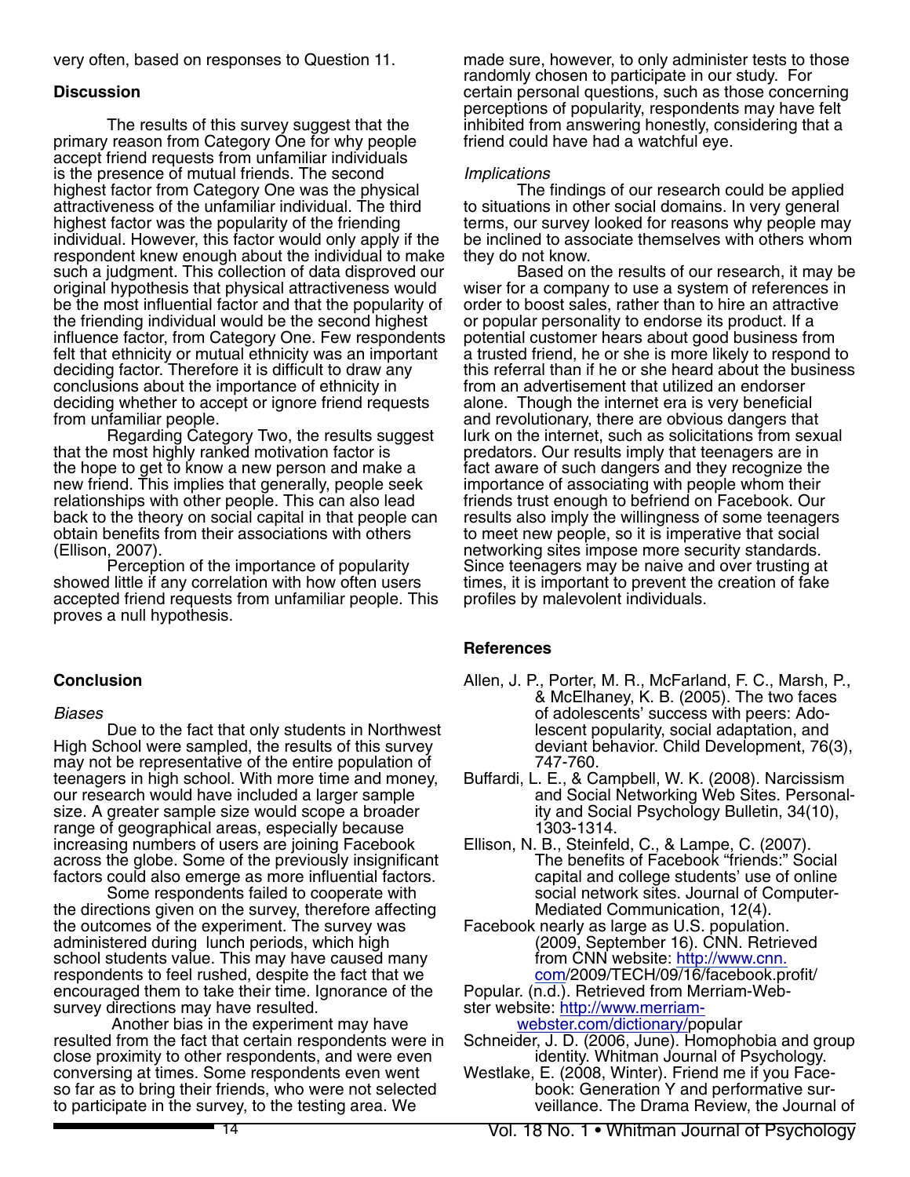very often, based on responses to Question 11.

## Discussion

The results of this survey suggest that the primary reason from Category One for why people accept friend requests from unfamiliar individuals is the presence of mutual friends. The second highest factor from Category One was the physical attractiveness of the unfamiliar individual. The third highest factor was the popularity of the friending individual. However, this factor would only apply if the respondent knew enough about the individual to make such a judgment. This collection of data disproved our original hypothesis that physical attractiveness would be the most influential factor and that the popularity of the friending individual would be the second highest influence factor, from Category One. Few respondents felt that ethnicity or mutual ethnicity was an important deciding factor. Therefore it is difficult to draw any conclusions about the importance of ethnicity in deciding whether to accept or ignore friend requests from unfamiliar people.

Regarding Category Two, the results suggest that the most highly ranked motivation factor is the hope to get to know a new person and make a new friend. This implies that generally, people seek relationships with other people. This can also lead back to the theory on social capital in that people can obtain benefits from their associations with others (Ellison, 2007).

Perception of the importance of popularity showed little if any correlation with how often users accepted friend requests from unfamiliar people. This proves a null hypothesis.

## Conclusion

*Biases*

Due to the fact that only students in Northwest High School were sampled, the results of this survey may not be representative of the entire population of teenagers in high school. With more time and money, our research would have included a larger sample size. A greater sample size would scope a broader range of geographical areas, especially because increasing numbers of users are joining Facebook across the globe. Some of the previously insignificant factors could also emerge as more influential factors.

Some respondents failed to cooperate with the directions given on the survey, therefore affecting the outcomes of the experiment. The survey was administered during lunch periods, which high school students value. This may have caused many respondents to feel rushed, despite the fact that we encouraged them to take their time. Ignorance of the survey directions may have resulted.

Another bias in the experiment may have resulted from the fact that certain respondents were in close proximity to other respondents, and were even conversing at times. Some respondents even went so far as to bring their friends, who were not selected to participate in the survey, to the testing area. We made sure, however, to only administer tests to those randomly chosen to participate in our study. For certain personal questions, such as those concerning perceptions of popularity, respondents may have felt inhibited from answering honestly, considering that a friend could have had a watchful eye.

*Implications*

The findings of our research could be applied to situations in other social domains. In very general terms, our survey looked for reasons why people may be inclined to associate themselves with others whom they do not know.

Based on the results of our research, it may be wiser for a company to use a system of references in order to boost sales, rather than to hire an attractive or popular personality to endorse its product. If a potential customer hears about good business from a trusted friend, he or she is more likely to respond to this referral than if he or she heard about the business from an advertisement that utilized an endorser alone. Though the internet era is very beneficial and revolutionary, there are obvious dangers that lurk on the internet, such as solicitations from sexual predators. Our results imply that teenagers are in fact aware of such dangers and they recognize the importance of associating with people whom their friends trust enough to befriend on Facebook. Our results also imply the willingness of some teenagers to meet new people, so it is imperative that social networking sites impose more security standards. Since teenagers may be naive and over trusting at times, it is important to prevent the creation of fake profiles by malevolent individuals.

## References

Allen, J. P., Porter, M. R., McFarland, F. C., Marsh, P., & McElhaney, K. B. (2005). The two faces of adolescents' success with peers: Adolescent popularity, social adaptation, and deviant behavior. Child Development, 76(3), 747-760.

Buffardi, L. E., & Campbell, W. K. (2008). Narcissism and Social Networking Web Sites. Personality and Social Psychology Bulletin, 34(10), 1303-1314.

Ellison, N. B., Steinfeld, C., & Lampe, C. (2007). The benefits of Facebook "friends:" Social capital and college students' use of online social network sites. Journal of Computer-Mediated Communication, 12(4).

Facebook nearly as large as U.S. population. (2009, September 16). CNN. Retrieved from CNN website: http://www.cnn.com/2009/TECH/09/16/facebook.profit/

Popular. (n.d.). Retrieved from Merriam-Webster website: http://www.merriam-webster.com/dictionary/popular

Schneider, J. D. (2006, June). Homophobia and group identity. Whitman Journal of Psychology.

Westlake, E. (2008, Winter). Friend me if you Facebook: Generation Y and performative surveillance. The Drama Review, the Journal of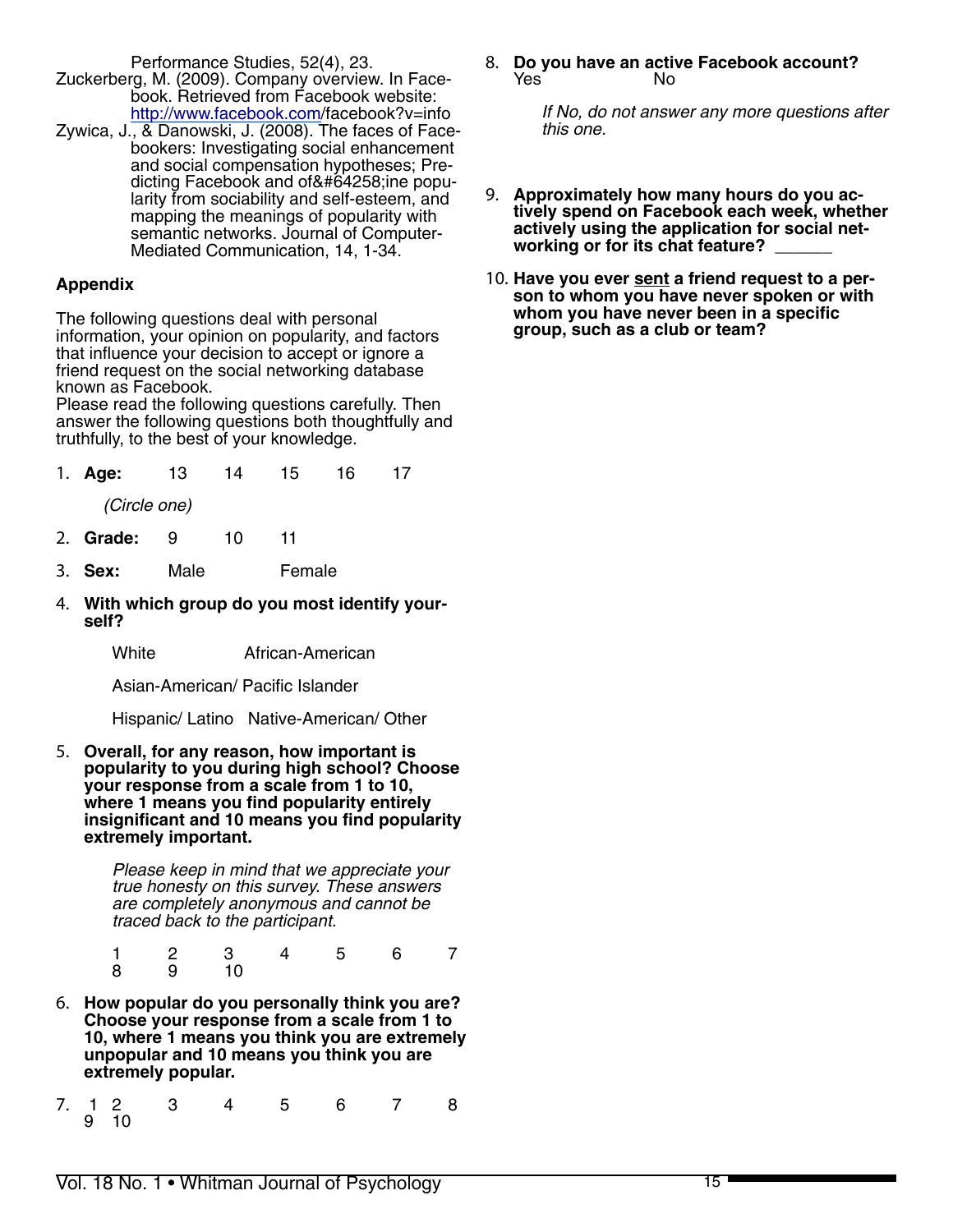Performance Studies, 52(4), 23.

Zuckerberg, M. (2009). Company overview. In Facebook. Retrieved from Facebook website: http://www.facebook.com/facebook?v=info

Zywica, J., & Danowski, J. (2008). The faces of Facebookers: Investigating social enhancement and social compensation hypotheses; Predicting Facebook and of&#64258;ine popularity from sociability and self-esteem, and mapping the meanings of popularity with semantic networks. Journal of Computer-Mediated Communication, 14, 1-34.

## Appendix

The following questions deal with personal information, your opinion on popularity, and factors that influence your decision to accept or ignore a friend request on the social networking database known as Facebook.

Please read the following questions carefully. Then answer the following questions both thoughtfully and truthfully, to the best of your knowledge.

1. **Age:** 13 14 15 16 17

   *(Circle one)*

2. **Grade:** 9 10 11

3. **Sex:** Male Female

4. **With which group do you most identify yourself?**

   White African-American

   Asian-American/ Pacific Islander

   Hispanic/ Latino Native-American/ Other

5. **Overall, for any reason, how important is popularity to you during high school? Choose your response from a scale from 1 to 10, where 1 means you find popularity entirely insignificant and 10 means you find popularity extremely important.**

   *Please keep in mind that we appreciate your true honesty on this survey. These answers are completely anonymous and cannot be traced back to the participant.*

   1 2 3 4 5 6 7 8 9 10

6. **How popular do you personally think you are? Choose your response from a scale from 1 to 10, where 1 means you think you are extremely unpopular and 10 means you think you are extremely popular.**

7. 1 2 3 4 5 6 7 8 9 10

8. **Do you have an active Facebook account?**

   Yes No

   *If No, do not answer any more questions after this one.*

9. **Approximately how many hours do you actively spend on Facebook each week, whether actively using the application for social networking or for its chat feature? \_\_\_\_\_\_**

10. **Have you ever <u>sent</u> a friend request to a person to whom you have never spoken or with whom you have never been in a specific group, such as a club or team?**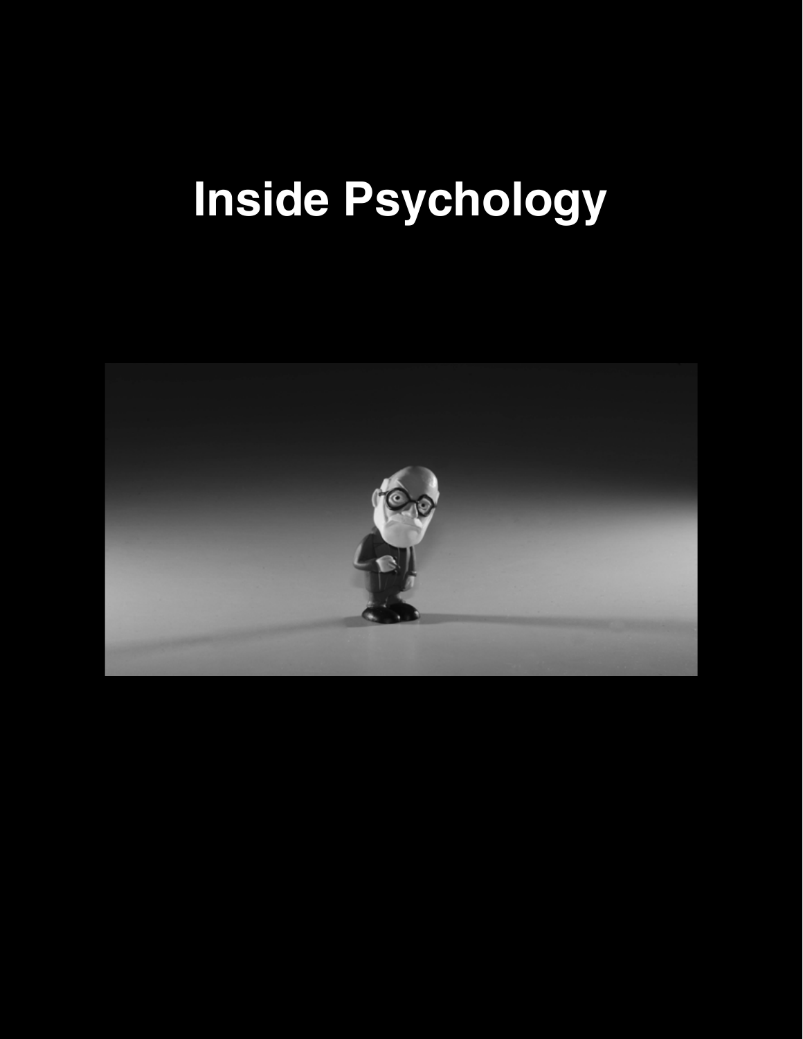# Inside Psychology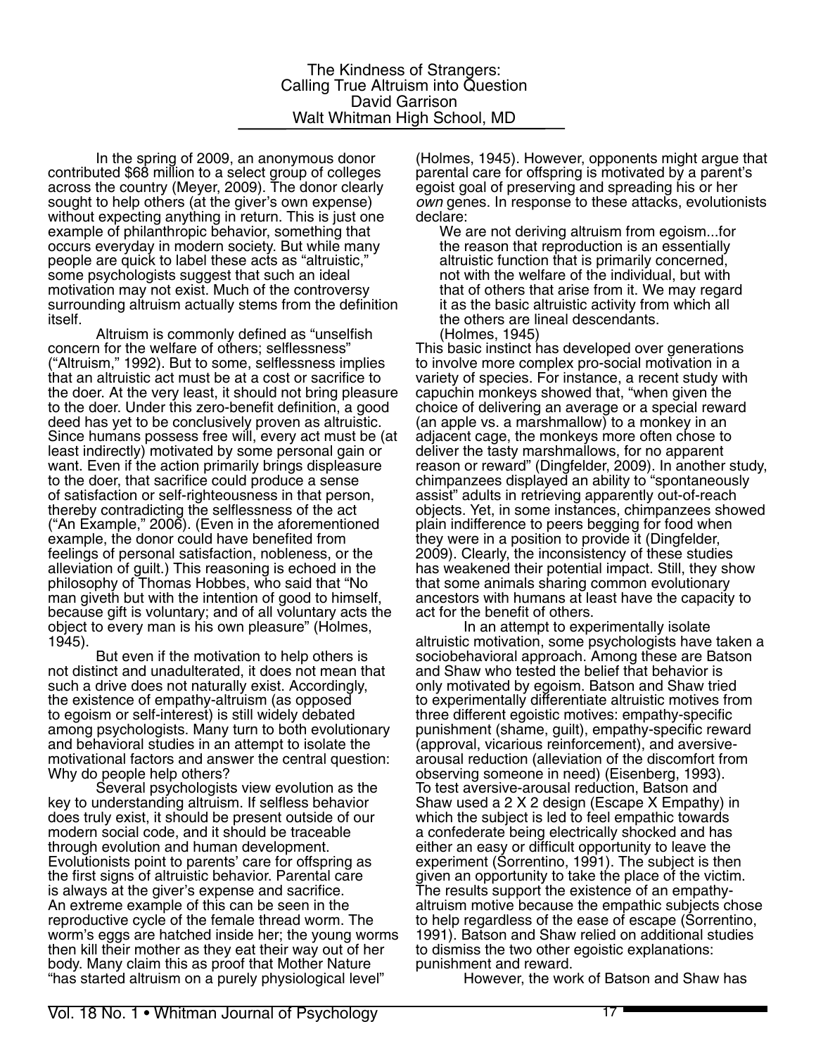# The Kindness of Strangers: Calling True Altruism into Question

David Garrison

Walt Whitman High School, MD

In the spring of 2009, an anonymous donor contributed $68 million to a select group of colleges across the country (Meyer, 2009). The donor clearly sought to help others (at the giver's own expense) without expecting anything in return. This is just one example of philanthropic behavior, something that occurs everyday in modern society. But while many people are quick to label these acts as "altruistic," some psychologists suggest that such an ideal motivation may not exist. Much of the controversy surrounding altruism actually stems from the definition itself.

Altruism is commonly defined as "unselfish concern for the welfare of others; selflessness" ("Altruism," 1992). But to some, selflessness implies that an altruistic act must be at a cost or sacrifice to the doer. At the very least, it should not bring pleasure to the doer. Under this zero-benefit definition, a good deed has yet to be conclusively proven as altruistic. Since humans possess free will, every act must be (at least indirectly) motivated by some personal gain or want. Even if the action primarily brings displeasure to the doer, that sacrifice could produce a sense of satisfaction or self-righteousness in that person, thereby contradicting the selflessness of the act ("An Example," 2006). (Even in the aforementioned example, the donor could have benefited from feelings of personal satisfaction, nobleness, or the alleviation of guilt.) This reasoning is echoed in the philosophy of Thomas Hobbes, who said that "No man giveth but with the intention of good to himself, because gift is voluntary; and of all voluntary acts the object to every man is his own pleasure" (Holmes, 1945).

But even if the motivation to help others is not distinct and unadulterated, it does not mean that such a drive does not naturally exist. Accordingly, the existence of empathy-altruism (as opposed to egoism or self-interest) is still widely debated among psychologists. Many turn to both evolutionary and behavioral studies in an attempt to isolate the motivational factors and answer the central question: Why do people help others?

Several psychologists view evolution as the key to understanding altruism. If selfless behavior does truly exist, it should be present outside of our modern social code, and it should be traceable through evolution and human development. Evolutionists point to parents' care for offspring as the first signs of altruistic behavior. Parental care is always at the giver's expense and sacrifice. An extreme example of this can be seen in the reproductive cycle of the female thread worm. The worm's eggs are hatched inside her; the young worms then kill their mother as they eat their way out of her body. Many claim this as proof that Mother Nature "has started altruism on a purely physiological level" (Holmes, 1945). However, opponents might argue that parental care for offspring is motivated by a parent's egoist goal of preserving and spreading his or her *own* genes. In response to these attacks, evolutionists declare:

> We are not deriving altruism from egoism...for the reason that reproduction is an essentially altruistic function that is primarily concerned, not with the welfare of the individual, but with that of others that arise from it. We may regard it as the basic altruistic activity from which all the others are lineal descendants.
> (Holmes, 1945)

This basic instinct has developed over generations to involve more complex pro-social motivation in a variety of species. For instance, a recent study with capuchin monkeys showed that, "when given the choice of delivering an average or a special reward (an apple vs. a marshmallow) to a monkey in an adjacent cage, the monkeys more often chose to deliver the tasty marshmallows, for no apparent reason or reward" (Dingfelder, 2009). In another study, chimpanzees displayed an ability to "spontaneously assist" adults in retrieving apparently out-of-reach objects. Yet, in some instances, chimpanzees showed plain indifference to peers begging for food when they were in a position to provide it (Dingfelder, 2009). Clearly, the inconsistency of these studies has weakened their potential impact. Still, they show that some animals sharing common evolutionary ancestors with humans at least have the capacity to act for the benefit of others.

In an attempt to experimentally isolate altruistic motivation, some psychologists have taken a sociobehavioral approach. Among these are Batson and Shaw who tested the belief that behavior is only motivated by egoism. Batson and Shaw tried to experimentally differentiate altruistic motives from three different egoistic motives: empathy-specific punishment (shame, guilt), empathy-specific reward (approval, vicarious reinforcement), and aversive-arousal reduction (alleviation of the discomfort from observing someone in need) (Eisenberg, 1993). To test aversive-arousal reduction, Batson and Shaw used a 2 X 2 design (Escape X Empathy) in which the subject is led to feel empathic towards a confederate being electrically shocked and has either an easy or difficult opportunity to leave the experiment (Sorrentino, 1991). The subject is then given an opportunity to take the place of the victim. The results support the existence of an empathy-altruism motive because the empathic subjects chose to help regardless of the ease of escape (Sorrentino, 1991). Batson and Shaw relied on additional studies to dismiss the two other egoistic explanations: punishment and reward.

However, the work of Batson and Shaw has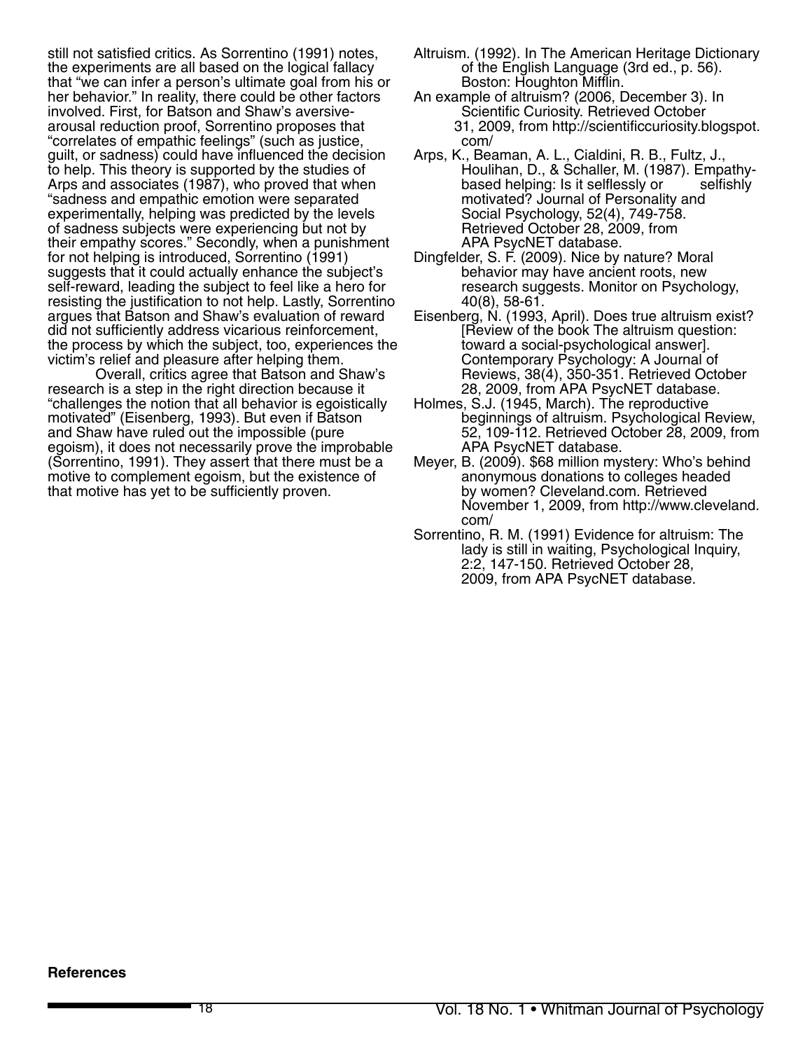still not satisfied critics. As Sorrentino (1991) notes, the experiments are all based on the logical fallacy that "we can infer a person's ultimate goal from his or her behavior." In reality, there could be other factors involved. First, for Batson and Shaw's aversive-arousal reduction proof, Sorrentino proposes that "correlates of empathic feelings" (such as justice, guilt, or sadness) could have influenced the decision to help. This theory is supported by the studies of Arps and associates (1987), who proved that when "sadness and empathic emotion were separated experimentally, helping was predicted by the levels of sadness subjects were experiencing but not by their empathy scores." Secondly, when a punishment for not helping is introduced, Sorrentino (1991) suggests that it could actually enhance the subject's self-reward, leading the subject to feel like a hero for resisting the justification to not help. Lastly, Sorrentino argues that Batson and Shaw's evaluation of reward did not sufficiently address vicarious reinforcement, the process by which the subject, too, experiences the victim's relief and pleasure after helping them.

Overall, critics agree that Batson and Shaw's research is a step in the right direction because it "challenges the notion that all behavior is egoistically motivated" (Eisenberg, 1993). But even if Batson and Shaw have ruled out the impossible (pure egoism), it does not necessarily prove the improbable (Sorrentino, 1991). They assert that there must be a motive to complement egoism, but the existence of that motive has yet to be sufficiently proven.

**References**

Altruism. (1992). In The American Heritage Dictionary of the English Language (3rd ed., p. 56). Boston: Houghton Mifflin.

An example of altruism? (2006, December 3). In Scientific Curiosity. Retrieved October 31, 2009, from http://scientificcuriosity.blogspot.com/

Arps, K., Beaman, A. L., Cialdini, R. B., Fultz, J., Houlihan, D., & Schaller, M. (1987). Empathy-based helping: Is it selflessly or selfishly motivated? Journal of Personality and Social Psychology, 52(4), 749-758. Retrieved October 28, 2009, from APA PsycNET database.

Dingfelder, S. F. (2009). Nice by nature? Moral behavior may have ancient roots, new research suggests. Monitor on Psychology, 40(8), 58-61.

Eisenberg, N. (1993, April). Does true altruism exist? [Review of the book The altruism question: toward a social-psychological answer]. Contemporary Psychology: A Journal of Reviews, 38(4), 350-351. Retrieved October 28, 2009, from APA PsycNET database.

Holmes, S.J. (1945, March). The reproductive beginnings of altruism. Psychological Review, 52, 109-112. Retrieved October 28, 2009, from APA PsycNET database.

Meyer, B. (2009). $68 million mystery: Who's behind anonymous donations to colleges headed by women? Cleveland.com. Retrieved November 1, 2009, from http://www.cleveland.com/

Sorrentino, R. M. (1991) Evidence for altruism: The lady is still in waiting, Psychological Inquiry, 2:2, 147-150. Retrieved October 28, 2009, from APA PsycNET database.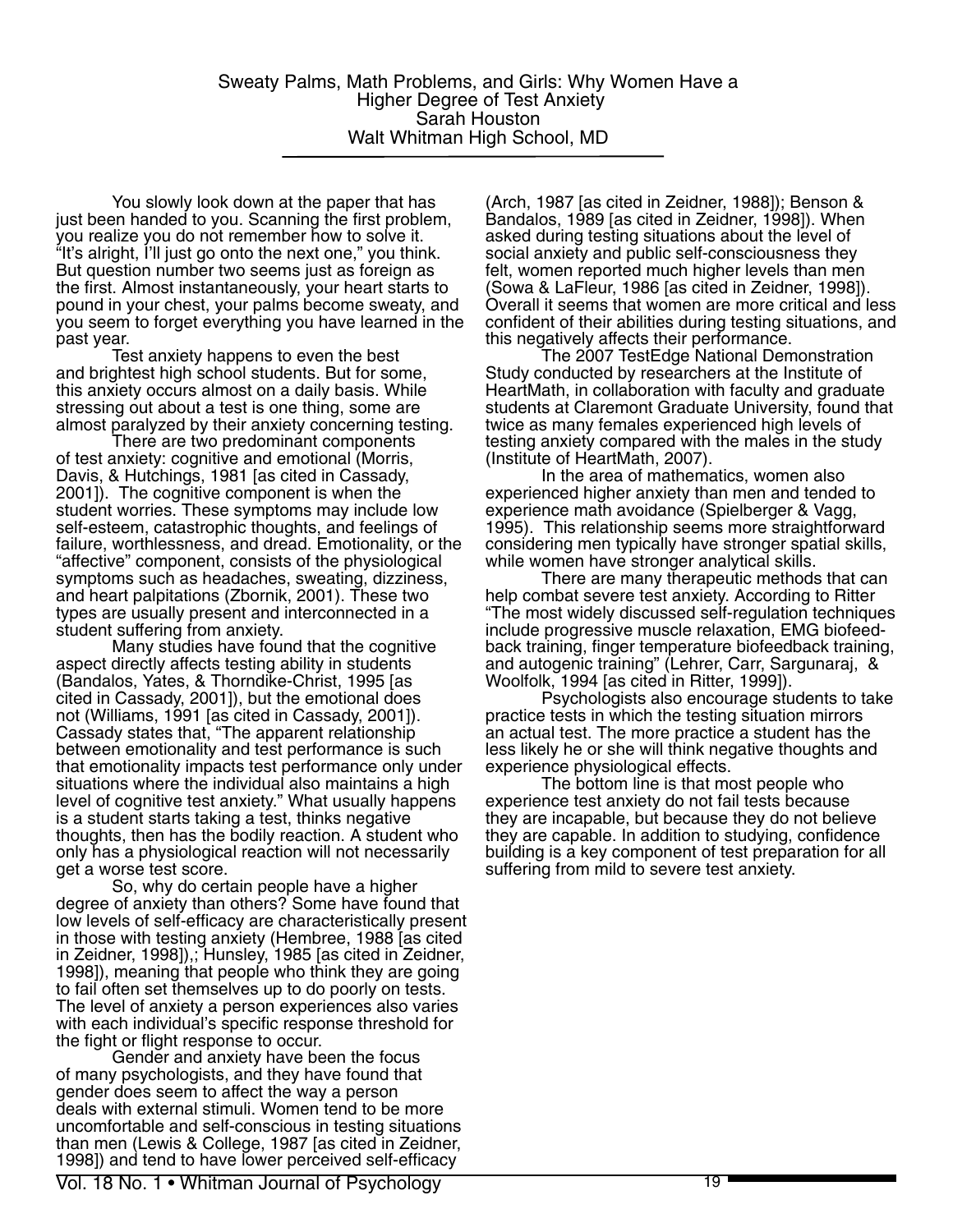# Sweaty Palms, Math Problems, and Girls: Why Women Have a Higher Degree of Test Anxiety

Sarah Houston

Walt Whitman High School, MD

You slowly look down at the paper that has just been handed to you. Scanning the first problem, you realize you do not remember how to solve it. "It's alright, I'll just go onto the next one," you think. But question number two seems just as foreign as the first. Almost instantaneously, your heart starts to pound in your chest, your palms become sweaty, and you seem to forget everything you have learned in the past year.

Test anxiety happens to even the best and brightest high school students. But for some, this anxiety occurs almost on a daily basis. While stressing out about a test is one thing, some are almost paralyzed by their anxiety concerning testing.

There are two predominant components of test anxiety: cognitive and emotional (Morris, Davis, & Hutchings, 1981 [as cited in Cassady, 2001]). The cognitive component is when the student worries. These symptoms may include low self-esteem, catastrophic thoughts, and feelings of failure, worthlessness, and dread. Emotionality, or the "affective" component, consists of the physiological symptoms such as headaches, sweating, dizziness, and heart palpitations (Zbornik, 2001). These two types are usually present and interconnected in a student suffering from anxiety.

Many studies have found that the cognitive aspect directly affects testing ability in students (Bandalos, Yates, & Thorndike-Christ, 1995 [as cited in Cassady, 2001]), but the emotional does not (Williams, 1991 [as cited in Cassady, 2001]). Cassady states that, "The apparent relationship between emotionality and test performance is such that emotionality impacts test performance only under situations where the individual also maintains a high level of cognitive test anxiety." What usually happens is a student starts taking a test, thinks negative thoughts, then has the bodily reaction. A student who only has a physiological reaction will not necessarily get a worse test score.

So, why do certain people have a higher degree of anxiety than others? Some have found that low levels of self-efficacy are characteristically present in those with testing anxiety (Hembree, 1988 [as cited in Zeidner, 1998]),; Hunsley, 1985 [as cited in Zeidner, 1998]), meaning that people who think they are going to fail often set themselves up to do poorly on tests. The level of anxiety a person experiences also varies with each individual's specific response threshold for the fight or flight response to occur.

Gender and anxiety have been the focus of many psychologists, and they have found that gender does seem to affect the way a person deals with external stimuli. Women tend to be more uncomfortable and self-conscious in testing situations than men (Lewis & College, 1987 [as cited in Zeidner, 1998]) and tend to have lower perceived self-efficacy (Arch, 1987 [as cited in Zeidner, 1988]); Benson & Bandalos, 1989 [as cited in Zeidner, 1998]). When asked during testing situations about the level of social anxiety and public self-consciousness they felt, women reported much higher levels than men (Sowa & LaFleur, 1986 [as cited in Zeidner, 1998]). Overall it seems that women are more critical and less confident of their abilities during testing situations, and this negatively affects their performance.

The 2007 TestEdge National Demonstration Study conducted by researchers at the Institute of HeartMath, in collaboration with faculty and graduate students at Claremont Graduate University, found that twice as many females experienced high levels of testing anxiety compared with the males in the study (Institute of HeartMath, 2007).

In the area of mathematics, women also experienced higher anxiety than men and tended to experience math avoidance (Spielberger & Vagg, 1995). This relationship seems more straightforward considering men typically have stronger spatial skills, while women have stronger analytical skills.

There are many therapeutic methods that can help combat severe test anxiety. According to Ritter "The most widely discussed self-regulation techniques include progressive muscle relaxation, EMG biofeedback training, finger temperature biofeedback training, and autogenic training" (Lehrer, Carr, Sargunaraj, & Woolfolk, 1994 [as cited in Ritter, 1999]).

Psychologists also encourage students to take practice tests in which the testing situation mirrors an actual test. The more practice a student has the less likely he or she will think negative thoughts and experience physiological effects.

The bottom line is that most people who experience test anxiety do not fail tests because they are incapable, but because they do not believe they are capable. In addition to studying, confidence building is a key component of test preparation for all suffering from mild to severe test anxiety.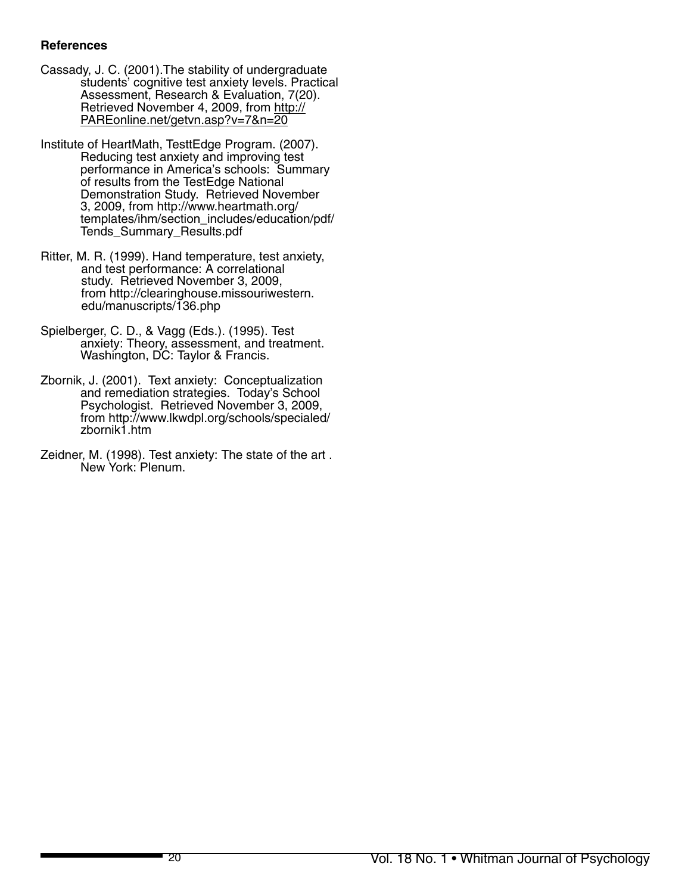**References**

Cassady, J. C. (2001).The stability of undergraduate students' cognitive test anxiety levels. Practical Assessment, Research & Evaluation, 7(20). Retrieved November 4, 2009, from http://PAREonline.net/getvn.asp?v=7&n=20

Institute of HeartMath, TesttEdge Program. (2007). Reducing test anxiety and improving test performance in America's schools: Summary of results from the TestEdge National Demonstration Study. Retrieved November 3, 2009, from http://www.heartmath.org/templates/ihm/section_includes/education/pdf/Tends_Summary_Results.pdf

Ritter, M. R. (1999). Hand temperature, test anxiety, and test performance: A correlational study. Retrieved November 3, 2009, from http://clearinghouse.missouriwestern.edu/manuscripts/136.php

Spielberger, C. D., & Vagg (Eds.). (1995). Test anxiety: Theory, assessment, and treatment. Washington, DC: Taylor & Francis.

Zbornik, J. (2001). Text anxiety: Conceptualization and remediation strategies. Today's School Psychologist. Retrieved November 3, 2009, from http://www.lkwdpl.org/schools/specialed/zbornik1.htm

Zeidner, M. (1998). Test anxiety: The state of the art . New York: Plenum.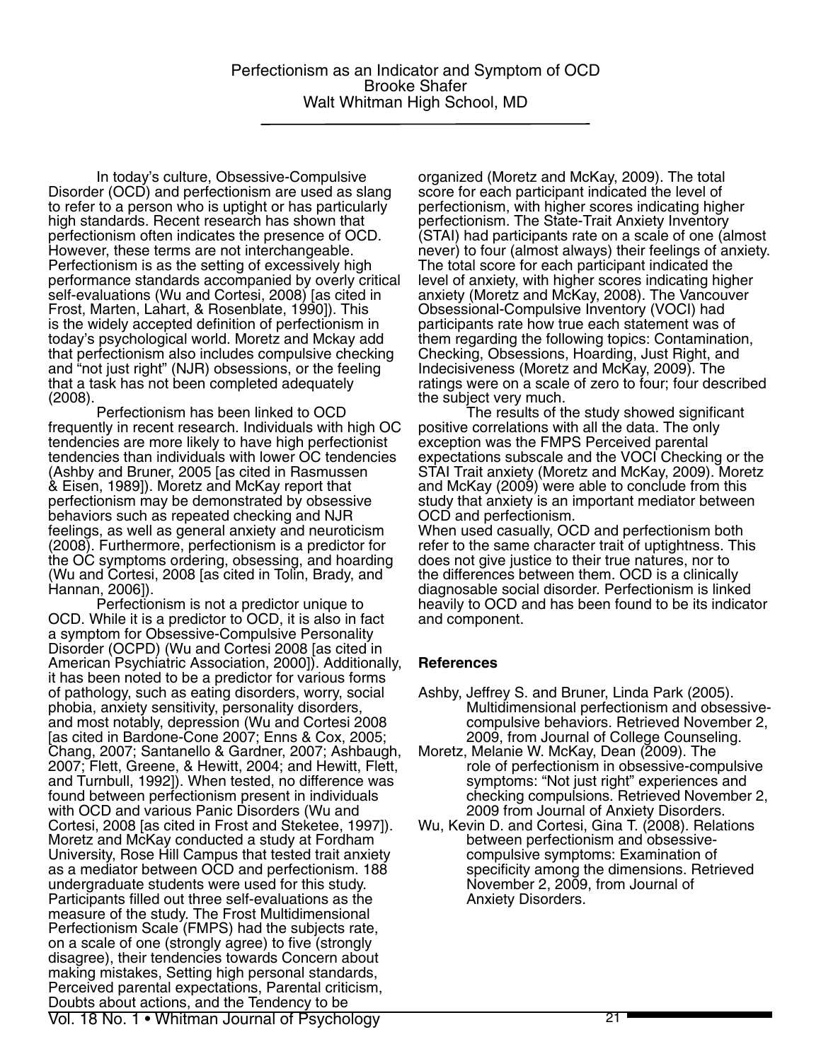# Perfectionism as an Indicator and Symptom of OCD

Brooke Shafer
Walt Whitman High School, MD

In today's culture, Obsessive-Compulsive Disorder (OCD) and perfectionism are used as slang to refer to a person who is uptight or has particularly high standards. Recent research has shown that perfectionism often indicates the presence of OCD. However, these terms are not interchangeable. Perfectionism is as the setting of excessively high performance standards accompanied by overly critical self-evaluations (Wu and Cortesi, 2008) [as cited in Frost, Marten, Lahart, & Rosenblate, 1990]). This is the widely accepted definition of perfectionism in today's psychological world. Moretz and Mckay add that perfectionism also includes compulsive checking and "not just right" (NJR) obsessions, or the feeling that a task has not been completed adequately (2008).

Perfectionism has been linked to OCD frequently in recent research. Individuals with high OC tendencies are more likely to have high perfectionist tendencies than individuals with lower OC tendencies (Ashby and Bruner, 2005 [as cited in Rasmussen & Eisen, 1989]). Moretz and McKay report that perfectionism may be demonstrated by obsessive behaviors such as repeated checking and NJR feelings, as well as general anxiety and neuroticism (2008). Furthermore, perfectionism is a predictor for the OC symptoms ordering, obsessing, and hoarding (Wu and Cortesi, 2008 [as cited in Tolin, Brady, and Hannan, 2006]).

Perfectionism is not a predictor unique to OCD. While it is a predictor to OCD, it is also in fact a symptom for Obsessive-Compulsive Personality Disorder (OCPD) (Wu and Cortesi 2008 [as cited in American Psychiatric Association, 2000]). Additionally, it has been noted to be a predictor for various forms of pathology, such as eating disorders, worry, social phobia, anxiety sensitivity, personality disorders, and most notably, depression (Wu and Cortesi 2008 [as cited in Bardone-Cone 2007; Enns & Cox, 2005; Chang, 2007; Santanello & Gardner, 2007; Ashbaugh, 2007; Flett, Greene, & Hewitt, 2004; and Hewitt, Flett, and Turnbull, 1992]). When tested, no difference was found between perfectionism present in individuals with OCD and various Panic Disorders (Wu and Cortesi, 2008 [as cited in Frost and Steketee, 1997]). Moretz and McKay conducted a study at Fordham University, Rose Hill Campus that tested trait anxiety as a mediator between OCD and perfectionism. 188 undergraduate students were used for this study. Participants filled out three self-evaluations as the measure of the study. The Frost Multidimensional Perfectionism Scale (FMPS) had the subjects rate, on a scale of one (strongly agree) to five (strongly disagree), their tendencies towards Concern about making mistakes, Setting high personal standards, Perceived parental expectations, Parental criticism, Doubts about actions, and the Tendency to be organized (Moretz and McKay, 2009). The total score for each participant indicated the level of perfectionism, with higher scores indicating higher perfectionism. The State-Trait Anxiety Inventory (STAI) had participants rate on a scale of one (almost never) to four (almost always) their feelings of anxiety. The total score for each participant indicated the level of anxiety, with higher scores indicating higher anxiety (Moretz and McKay, 2008). The Vancouver Obsessional-Compulsive Inventory (VOCI) had participants rate how true each statement was of them regarding the following topics: Contamination, Checking, Obsessions, Hoarding, Just Right, and Indecisiveness (Moretz and McKay, 2009). The ratings were on a scale of zero to four; four described the subject very much.

The results of the study showed significant positive correlations with all the data. The only exception was the FMPS Perceived parental expectations subscale and the VOCI Checking or the STAI Trait anxiety (Moretz and McKay, 2009). Moretz and McKay (2009) were able to conclude from this study that anxiety is an important mediator between OCD and perfectionism.

When used casually, OCD and perfectionism both refer to the same character trait of uptightness. This does not give justice to their true natures, nor to the differences between them. OCD is a clinically diagnosable social disorder. Perfectionism is linked heavily to OCD and has been found to be its indicator and component.

**References**

Ashby, Jeffrey S. and Bruner, Linda Park (2005). Multidimensional perfectionism and obsessive-compulsive behaviors. Retrieved November 2, 2009, from Journal of College Counseling.

Moretz, Melanie W. McKay, Dean (2009). The role of perfectionism in obsessive-compulsive symptoms: "Not just right" experiences and checking compulsions. Retrieved November 2, 2009 from Journal of Anxiety Disorders.

Wu, Kevin D. and Cortesi, Gina T. (2008). Relations between perfectionism and obsessive-compulsive symptoms: Examination of specificity among the dimensions. Retrieved November 2, 2009, from Journal of Anxiety Disorders.